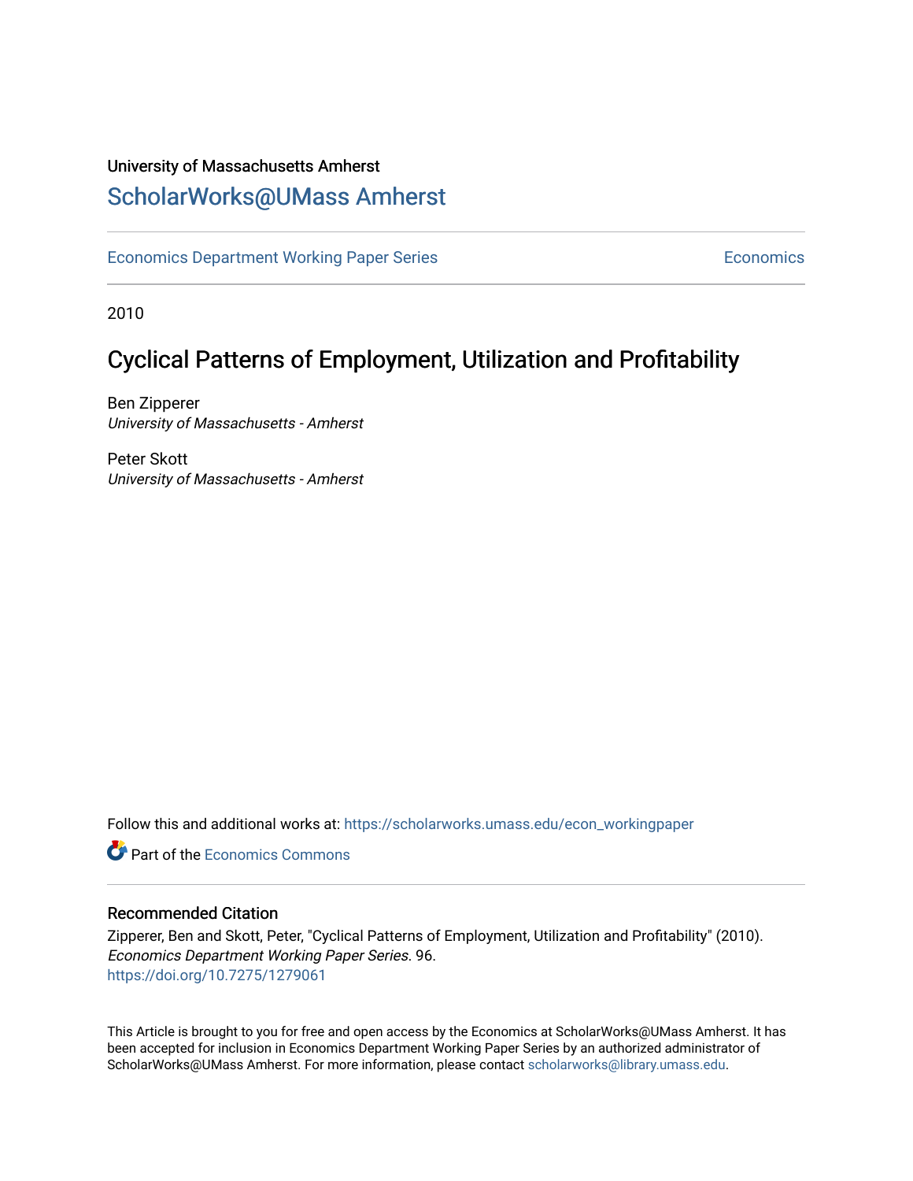University of Massachusetts Amherst

# ScholarWorks@UMass Amherst

Economics Department Working Paper Series — Economics

2010

## Cyclical Patterns of Employment, Utilization and Profitability

Ben Zipperer
*University of Massachusetts - Amherst*

Peter Skott
*University of Massachusetts - Amherst*

Follow this and additional works at: https://scholarworks.umass.edu/econ_workingpaper

Part of the Economics Commons

### Recommended Citation

Zipperer, Ben and Skott, Peter, "Cyclical Patterns of Employment, Utilization and Profitability" (2010). *Economics Department Working Paper Series*. 96.
https://doi.org/10.7275/1279061

This Article is brought to you for free and open access by the Economics at ScholarWorks@UMass Amherst. It has been accepted for inclusion in Economics Department Working Paper Series by an authorized administrator of ScholarWorks@UMass Amherst. For more information, please contact scholarworks@library.umass.edu.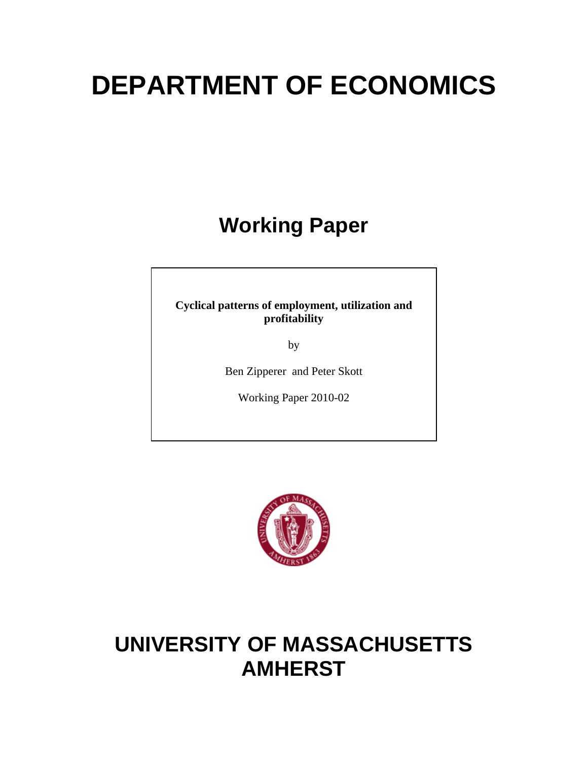# DEPARTMENT OF ECONOMICS

## Working Paper

**Cyclical patterns of employment, utilization and profitability**

by

Ben Zipperer and Peter Skott

Working Paper 2010-02

# UNIVERSITY OF MASSACHUSETTS AMHERST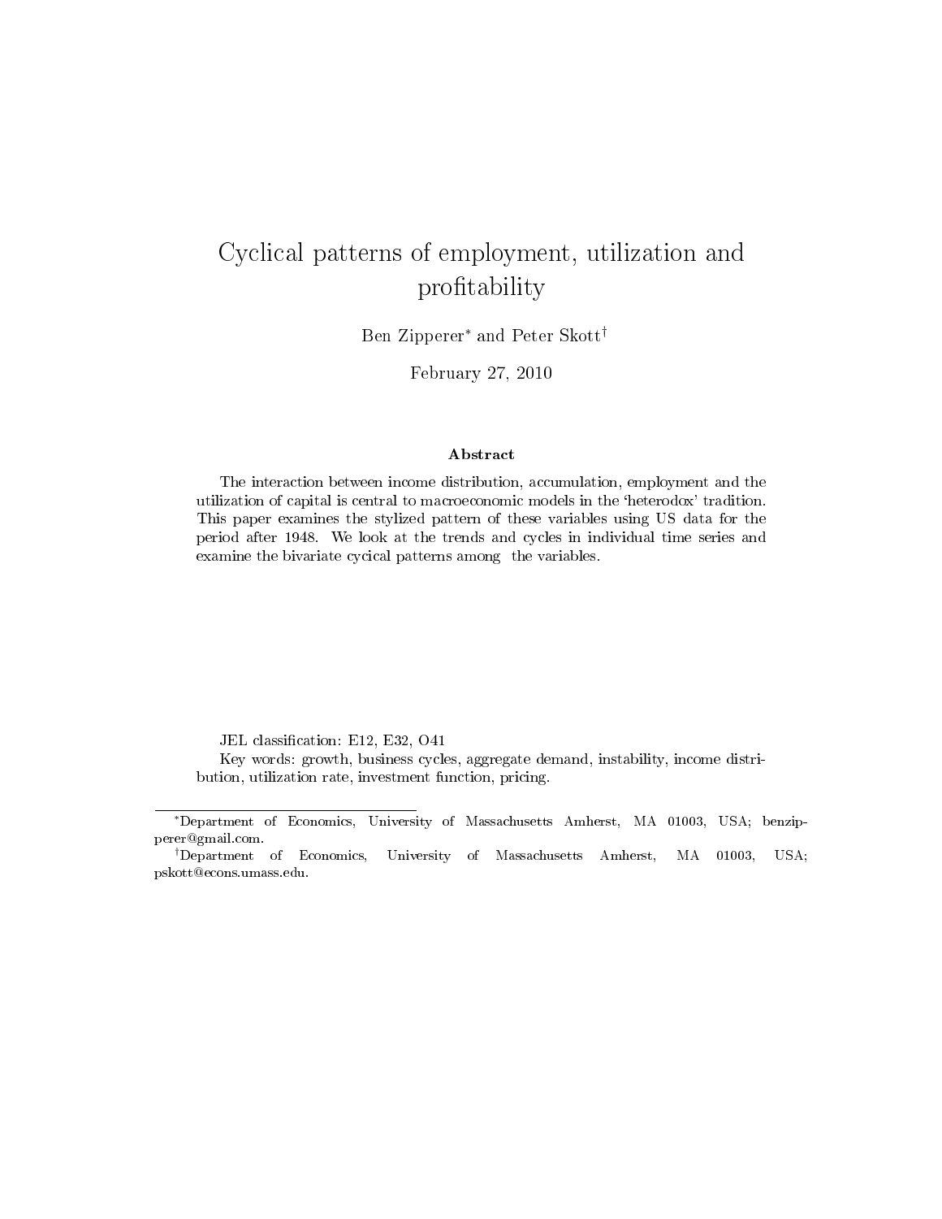# Cyclical patterns of employment, utilization and profitability

Ben Zipperer[*] and Peter Skott[†]

February 27, 2010

### Abstract

The interaction between income distribution, accumulation, employment and the utilization of capital is central to macroeconomic models in the 'heterodox' tradition. This paper examines the stylized pattern of these variables using US data for the period after 1948. We look at the trends and cycles in individual time series and examine the bivariate cycical patterns among the variables.

JEL classification: E12, E32, O41

Key words: growth, business cycles, aggregate demand, instability, income distribution, utilization rate, investment function, pricing.

---

[*]Department of Economics, University of Massachusetts Amherst, MA 01003, USA; benzipperer@gmail.com.

[†]Department of Economics, University of Massachusetts Amherst, MA 01003, USA; pskott@econs.umass.edu.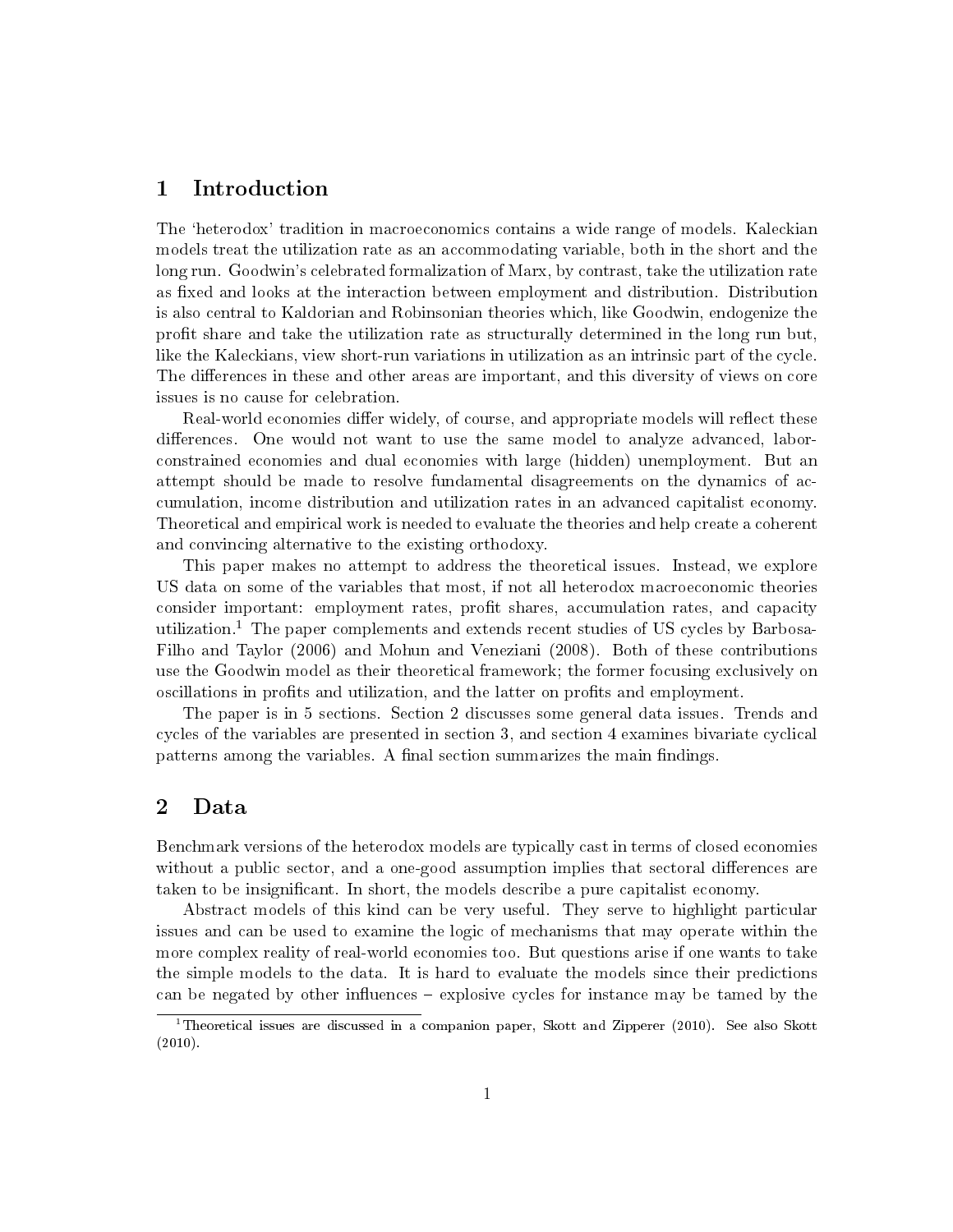# 1 Introduction

The 'heterodox' tradition in macroeconomics contains a wide range of models. Kaleckian models treat the utilization rate as an accommodating variable, both in the short and the long run. Goodwin's celebrated formalization of Marx, by contrast, take the utilization rate as fixed and looks at the interaction between employment and distribution. Distribution is also central to Kaldorian and Robinsonian theories which, like Goodwin, endogenize the profit share and take the utilization rate as structurally determined in the long run but, like the Kaleckians, view short-run variations in utilization as an intrinsic part of the cycle. The differences in these and other areas are important, and this diversity of views on core issues is no cause for celebration.

Real-world economies differ widely, of course, and appropriate models will reflect these differences. One would not want to use the same model to analyze advanced, labor-constrained economies and dual economies with large (hidden) unemployment. But an attempt should be made to resolve fundamental disagreements on the dynamics of accumulation, income distribution and utilization rates in an advanced capitalist economy. Theoretical and empirical work is needed to evaluate the theories and help create a coherent and convincing alternative to the existing orthodoxy.

This paper makes no attempt to address the theoretical issues. Instead, we explore US data on some of the variables that most, if not all heterodox macroeconomic theories consider important: employment rates, profit shares, accumulation rates, and capacity utilization.[1] The paper complements and extends recent studies of US cycles by Barbosa-Filho and Taylor (2006) and Mohun and Veneziani (2008). Both of these contributions use the Goodwin model as their theoretical framework; the former focusing exclusively on oscillations in profits and utilization, and the latter on profits and employment.

The paper is in 5 sections. Section 2 discusses some general data issues. Trends and cycles of the variables are presented in section 3, and section 4 examines bivariate cyclical patterns among the variables. A final section summarizes the main findings.

# 2 Data

Benchmark versions of the heterodox models are typically cast in terms of closed economies without a public sector, and a one-good assumption implies that sectoral differences are taken to be insignificant. In short, the models describe a pure capitalist economy.

Abstract models of this kind can be very useful. They serve to highlight particular issues and can be used to examine the logic of mechanisms that may operate within the more complex reality of real-world economies too. But questions arise if one wants to take the simple models to the data. It is hard to evaluate the models since their predictions can be negated by other influences – explosive cycles for instance may be tamed by the

[1] Theoretical issues are discussed in a companion paper, Skott and Zipperer (2010). See also Skott (2010).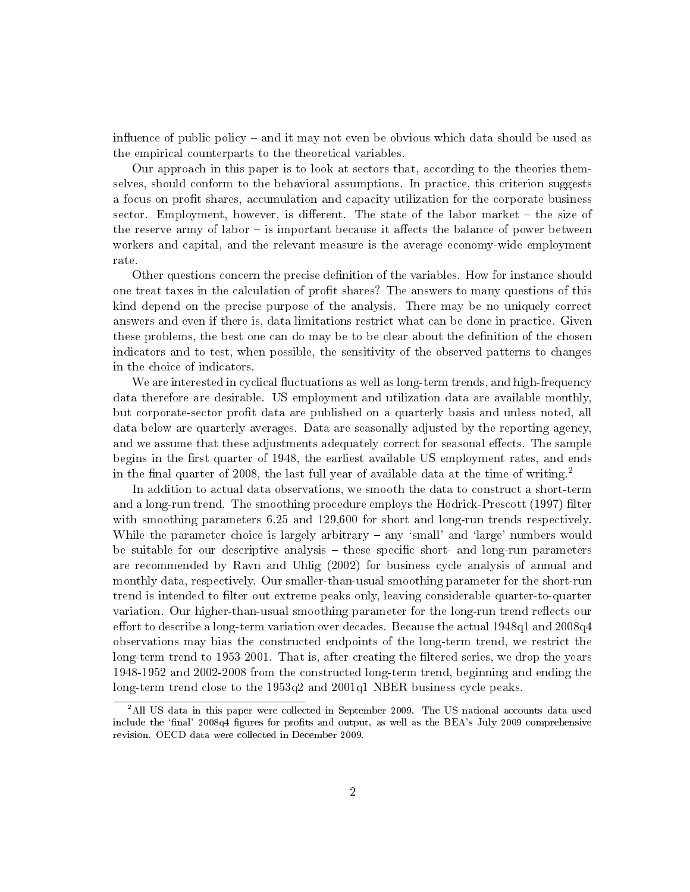influence of public policy – and it may not even be obvious which data should be used as the empirical counterparts to the theoretical variables.

Our approach in this paper is to look at sectors that, according to the theories themselves, should conform to the behavioral assumptions. In practice, this criterion suggests a focus on profit shares, accumulation and capacity utilization for the corporate business sector. Employment, however, is different. The state of the labor market – the size of the reserve army of labor – is important because it affects the balance of power between workers and capital, and the relevant measure is the average economy-wide employment rate.

Other questions concern the precise definition of the variables. How for instance should one treat taxes in the calculation of profit shares? The answers to many questions of this kind depend on the precise purpose of the analysis. There may be no uniquely correct answers and even if there is, data limitations restrict what can be done in practice. Given these problems, the best one can do may be to be clear about the definition of the chosen indicators and to test, when possible, the sensitivity of the observed patterns to changes in the choice of indicators.

We are interested in cyclical fluctuations as well as long-term trends, and high-frequency data therefore are desirable. US employment and utilization data are available monthly, but corporate-sector profit data are published on a quarterly basis and unless noted, all data below are quarterly averages. Data are seasonally adjusted by the reporting agency, and we assume that these adjustments adequately correct for seasonal effects. The sample begins in the first quarter of 1948, the earliest available US employment rates, and ends in the final quarter of 2008, the last full year of available data at the time of writing.[2]

In addition to actual data observations, we smooth the data to construct a short-term and a long-run trend. The smoothing procedure employs the Hodrick-Prescott (1997) filter with smoothing parameters 6.25 and 129,600 for short and long-run trends respectively. While the parameter choice is largely arbitrary – any 'small' and 'large' numbers would be suitable for our descriptive analysis – these specific short- and long-run parameters are recommended by Ravn and Uhlig (2002) for business cycle analysis of annual and monthly data, respectively. Our smaller-than-usual smoothing parameter for the short-run trend is intended to filter out extreme peaks only, leaving considerable quarter-to-quarter variation. Our higher-than-usual smoothing parameter for the long-run trend reflects our effort to describe a long-term variation over decades. Because the actual 1948q1 and 2008q4 observations may bias the constructed endpoints of the long-term trend, we restrict the long-term trend to 1953-2001. That is, after creating the filtered series, we drop the years 1948-1952 and 2002-2008 from the constructed long-term trend, beginning and ending the long-term trend close to the 1953q2 and 2001q1 NBER business cycle peaks.

[2] All US data in this paper were collected in September 2009. The US national accounts data used include the 'final' 2008q4 figures for profits and output, as well as the BEA's July 2009 comprehensive revision. OECD data were collected in December 2009.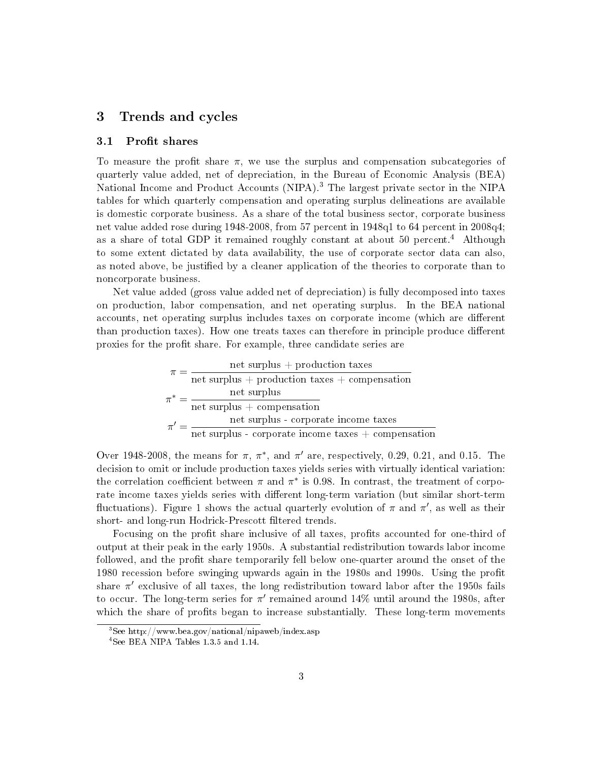## 3 Trends and cycles

### 3.1 Profit shares

To measure the profit share $\pi$, we use the surplus and compensation subcategories of quarterly value added, net of depreciation, in the Bureau of Economic Analysis (BEA) National Income and Product Accounts (NIPA).[3] The largest private sector in the NIPA tables for which quarterly compensation and operating surplus delineations are available is domestic corporate business. As a share of the total business sector, corporate business net value added rose during 1948-2008, from 57 percent in 1948q1 to 64 percent in 2008q4; as a share of total GDP it remained roughly constant at about 50 percent.[4] Although to some extent dictated by data availability, the use of corporate sector data can also, as noted above, be justified by a cleaner application of the theories to corporate than to noncorporate business.

Net value added (gross value added net of depreciation) is fully decomposed into taxes on production, labor compensation, and net operating surplus. In the BEA national accounts, net operating surplus includes taxes on corporate income (which are different than production taxes). How one treats taxes can therefore in principle produce different proxies for the profit share. For example, three candidate series are

$$\pi = \frac{\text{net surplus + production taxes}}{\text{net surplus + production taxes + compensation}}$$

$$\pi^* = \frac{\text{net surplus}}{\text{net surplus + compensation}}$$

$$\pi' = \frac{\text{net surplus - corporate income taxes}}{\text{net surplus - corporate income taxes + compensation}}$$

Over 1948-2008, the means for $\pi$, $\pi^*$, and $\pi'$ are, respectively, 0.29, 0.21, and 0.15. The decision to omit or include production taxes yields series with virtually identical variation: the correlation coefficient between $\pi$ and $\pi^*$ is 0.98. In contrast, the treatment of corporate income taxes yields series with different long-term variation (but similar short-term fluctuations). Figure 1 shows the actual quarterly evolution of $\pi$ and $\pi'$, as well as their short- and long-run Hodrick-Prescott filtered trends.

Focusing on the profit share inclusive of all taxes, profits accounted for one-third of output at their peak in the early 1950s. A substantial redistribution towards labor income followed, and the profit share temporarily fell below one-quarter around the onset of the 1980 recession before swinging upwards again in the 1980s and 1990s. Using the profit share $\pi'$ exclusive of all taxes, the long redistribution toward labor after the 1950s fails to occur. The long-term series for $\pi'$ remained around 14% until around the 1980s, after which the share of profits began to increase substantially. These long-term movements

[3] See http://www.bea.gov/national/nipaweb/index.asp

[4] See BEA NIPA Tables 1.3.5 and 1.14.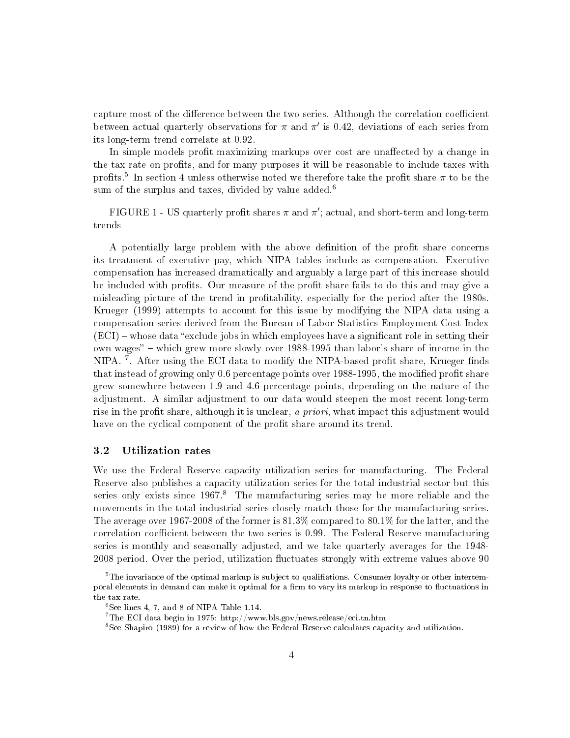capture most of the difference between the two series. Although the correlation coefficient between actual quarterly observations for $\pi$ and $\pi'$ is 0.42, deviations of each series from its long-term trend correlate at 0.92.

In simple models profit maximizing markups over cost are unaffected by a change in the tax rate on profits, and for many purposes it will be reasonable to include taxes with profits.[5] In section 4 unless otherwise noted we therefore take the profit share $\pi$ to be the sum of the surplus and taxes, divided by value added.[6]

FIGURE 1 - US quarterly profit shares $\pi$ and $\pi'$; actual, and short-term and long-term trends

A potentially large problem with the above definition of the profit share concerns its treatment of executive pay, which NIPA tables include as compensation. Executive compensation has increased dramatically and arguably a large part of this increase should be included with profits. Our measure of the profit share fails to do this and may give a misleading picture of the trend in profitability, especially for the period after the 1980s. Krueger (1999) attempts to account for this issue by modifying the NIPA data using a compensation series derived from the Bureau of Labor Statistics Employment Cost Index (ECI) – whose data "exclude jobs in which employees have a significant role in setting their own wages" – which grew more slowly over 1988-1995 than labor's share of income in the NIPA. [7]. After using the ECI data to modify the NIPA-based profit share, Krueger finds that instead of growing only 0.6 percentage points over 1988-1995, the modified profit share grew somewhere between 1.9 and 4.6 percentage points, depending on the nature of the adjustment. A similar adjustment to our data would steepen the most recent long-term rise in the profit share, although it is unclear, *a priori*, what impact this adjustment would have on the cyclical component of the profit share around its trend.

### 3.2 Utilization rates

We use the Federal Reserve capacity utilization series for manufacturing. The Federal Reserve also publishes a capacity utilization series for the total industrial sector but this series only exists since 1967.[8] The manufacturing series may be more reliable and the movements in the total industrial series closely match those for the manufacturing series. The average over 1967-2008 of the former is 81.3% compared to 80.1% for the latter, and the correlation coefficient between the two series is 0.99. The Federal Reserve manufacturing series is monthly and seasonally adjusted, and we take quarterly averages for the 1948-2008 period. Over the period, utilization fluctuates strongly with extreme values above 90

---

[5] The invariance of the optimal markup is subject to qualifiations. Consumer loyalty or other intertemporal elements in demand can make it optimal for a firm to vary its markup in response to fluctuations in the tax rate.

[6] See lines 4, 7, and 8 of NIPA Table 1.14.

[7] The ECI data begin in 1975: http://www.bls.gov/news.release/eci.tn.htm

[8] See Shapiro (1989) for a review of how the Federal Reserve calculates capacity and utilization.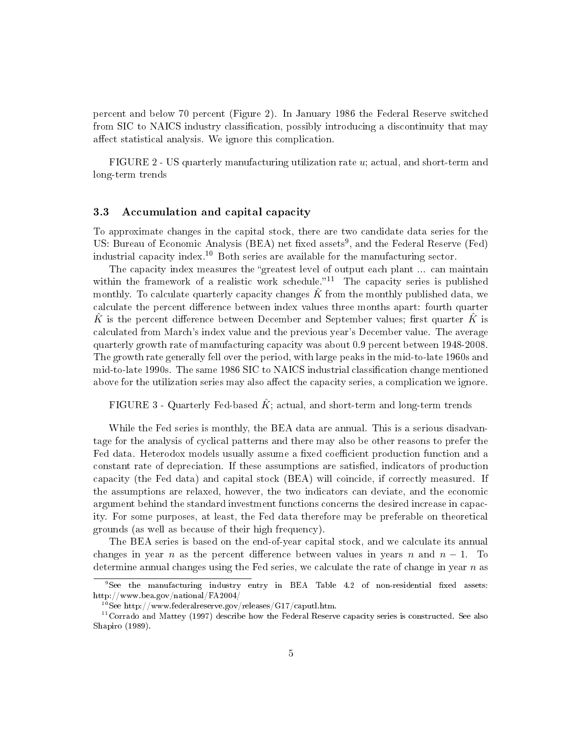percent and below 70 percent (Figure 2). In January 1986 the Federal Reserve switched from SIC to NAICS industry classification, possibly introducing a discontinuity that may affect statistical analysis. We ignore this complication.

FIGURE 2 - US quarterly manufacturing utilization rate $u$; actual, and short-term and long-term trends

### 3.3 Accumulation and capital capacity

To approximate changes in the capital stock, there are two candidate data series for the US: Bureau of Economic Analysis (BEA) net fixed assets[9], and the Federal Reserve (Fed) industrial capacity index.[10] Both series are available for the manufacturing sector.

The capacity index measures the "greatest level of output each plant ... can maintain within the framework of a realistic work schedule."[11] The capacity series is published monthly. To calculate quarterly capacity changes $\hat{K}$ from the monthly published data, we calculate the percent difference between index values three months apart: fourth quarter $\hat{K}$ is the percent difference between December and September values; first quarter $\hat{K}$ is calculated from March's index value and the previous year's December value. The average quarterly growth rate of manufacturing capacity was about 0.9 percent between 1948-2008. The growth rate generally fell over the period, with large peaks in the mid-to-late 1960s and mid-to-late 1990s. The same 1986 SIC to NAICS industrial classification change mentioned above for the utilization series may also affect the capacity series, a complication we ignore.

FIGURE 3 - Quarterly Fed-based $\hat{K}$; actual, and short-term and long-term trends

While the Fed series is monthly, the BEA data are annual. This is a serious disadvantage for the analysis of cyclical patterns and there may also be other reasons to prefer the Fed data. Heterodox models usually assume a fixed coefficient production function and a constant rate of depreciation. If these assumptions are satisfied, indicators of production capacity (the Fed data) and capital stock (BEA) will coincide, if correctly measured. If the assumptions are relaxed, however, the two indicators can deviate, and the economic argument behind the standard investment functions concerns the desired increase in capacity. For some purposes, at least, the Fed data therefore may be preferable on theoretical grounds (as well as because of their high frequency).

The BEA series is based on the end-of-year capital stock, and we calculate its annual changes in year $n$ as the percent difference between values in years $n$ and $n-1$. To determine annual changes using the Fed series, we calculate the rate of change in year $n$ as

[9] See the manufacturing industry entry in BEA Table 4.2 of non-residential fixed assets: http://www.bea.gov/national/FA2004/

[10] See http://www.federalreserve.gov/releases/G17/caputl.htm.

[11] Corrado and Mattey (1997) describe how the Federal Reserve capacity series is constructed. See also Shapiro (1989).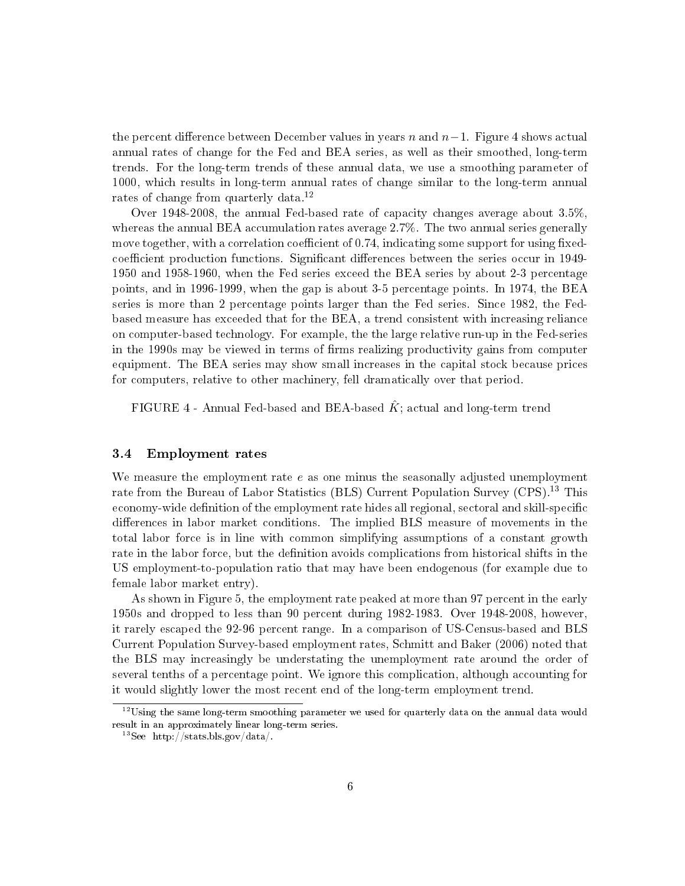the percent difference between December values in years $n$ and $n-1$. Figure 4 shows actual annual rates of change for the Fed and BEA series, as well as their smoothed, long-term trends. For the long-term trends of these annual data, we use a smoothing parameter of 1000, which results in long-term annual rates of change similar to the long-term annual rates of change from quarterly data.[12]

Over 1948-2008, the annual Fed-based rate of capacity changes average about 3.5%, whereas the annual BEA accumulation rates average 2.7%. The two annual series generally move together, with a correlation coefficient of 0.74, indicating some support for using fixed-coefficient production functions. Significant differences between the series occur in 1949-1950 and 1958-1960, when the Fed series exceed the BEA series by about 2-3 percentage points, and in 1996-1999, when the gap is about 3-5 percentage points. In 1974, the BEA series is more than 2 percentage points larger than the Fed series. Since 1982, the Fed-based measure has exceeded that for the BEA, a trend consistent with increasing reliance on computer-based technology. For example, the the large relative run-up in the Fed-series in the 1990s may be viewed in terms of firms realizing productivity gains from computer equipment. The BEA series may show small increases in the capital stock because prices for computers, relative to other machinery, fell dramatically over that period.

FIGURE 4 - Annual Fed-based and BEA-based $\hat{K}$; actual and long-term trend

### 3.4 Employment rates

We measure the employment rate $e$ as one minus the seasonally adjusted unemployment rate from the Bureau of Labor Statistics (BLS) Current Population Survey (CPS).[13] This economy-wide definition of the employment rate hides all regional, sectoral and skill-specific differences in labor market conditions. The implied BLS measure of movements in the total labor force is in line with common simplifying assumptions of a constant growth rate in the labor force, but the definition avoids complications from historical shifts in the US employment-to-population ratio that may have been endogenous (for example due to female labor market entry).

As shown in Figure 5, the employment rate peaked at more than 97 percent in the early 1950s and dropped to less than 90 percent during 1982-1983. Over 1948-2008, however, it rarely escaped the 92-96 percent range. In a comparison of US-Census-based and BLS Current Population Survey-based employment rates, Schmitt and Baker (2006) noted that the BLS may increasingly be understating the unemployment rate around the order of several tenths of a percentage point. We ignore this complication, although accounting for it would slightly lower the most recent end of the long-term employment trend.

---

[12] Using the same long-term smoothing parameter we used for quarterly data on the annual data would result in an approximately linear long-term series.

[13] See http://stats.bls.gov/data/.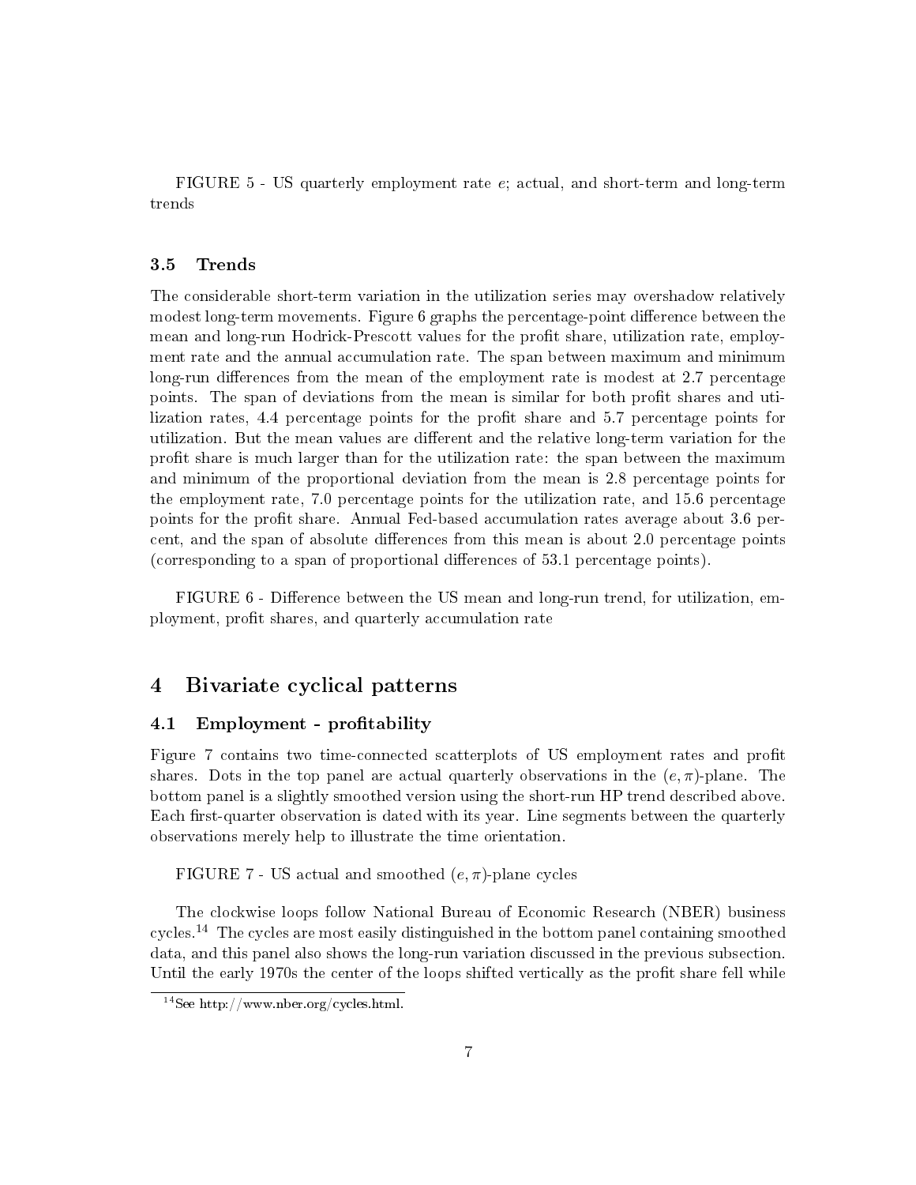FIGURE 5 - US quarterly employment rate $e$; actual, and short-term and long-term trends

### 3.5 Trends

The considerable short-term variation in the utilization series may overshadow relatively modest long-term movements. Figure 6 graphs the percentage-point difference between the mean and long-run Hodrick-Prescott values for the profit share, utilization rate, employment rate and the annual accumulation rate. The span between maximum and minimum long-run differences from the mean of the employment rate is modest at 2.7 percentage points. The span of deviations from the mean is similar for both profit shares and utilization rates, 4.4 percentage points for the profit share and 5.7 percentage points for utilization. But the mean values are different and the relative long-term variation for the profit share is much larger than for the utilization rate: the span between the maximum and minimum of the proportional deviation from the mean is 2.8 percentage points for the employment rate, 7.0 percentage points for the utilization rate, and 15.6 percentage points for the profit share. Annual Fed-based accumulation rates average about 3.6 percent, and the span of absolute differences from this mean is about 2.0 percentage points (corresponding to a span of proportional differences of 53.1 percentage points).

FIGURE 6 - Difference between the US mean and long-run trend, for utilization, employment, profit shares, and quarterly accumulation rate

## 4 Bivariate cyclical patterns

### 4.1 Employment - profitability

Figure 7 contains two time-connected scatterplots of US employment rates and profit shares. Dots in the top panel are actual quarterly observations in the $(e, \pi)$-plane. The bottom panel is a slightly smoothed version using the short-run HP trend described above. Each first-quarter observation is dated with its year. Line segments between the quarterly observations merely help to illustrate the time orientation.

FIGURE 7 - US actual and smoothed $(e, \pi)$-plane cycles

The clockwise loops follow National Bureau of Economic Research (NBER) business cycles.[14] The cycles are most easily distinguished in the bottom panel containing smoothed data, and this panel also shows the long-run variation discussed in the previous subsection. Until the early 1970s the center of the loops shifted vertically as the profit share fell while

[14] See http://www.nber.org/cycles.html.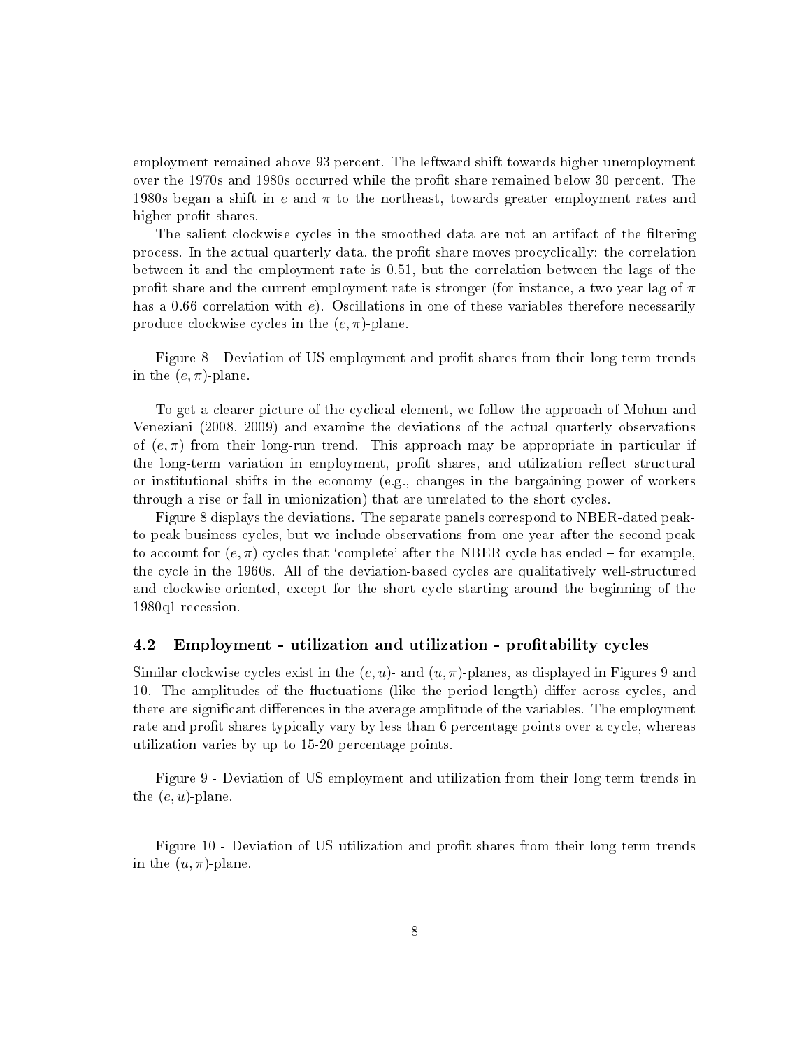employment remained above 93 percent. The leftward shift towards higher unemployment over the 1970s and 1980s occurred while the profit share remained below 30 percent. The 1980s began a shift in $e$ and $\pi$ to the northeast, towards greater employment rates and higher profit shares.

The salient clockwise cycles in the smoothed data are not an artifact of the filtering process. In the actual quarterly data, the profit share moves procyclically: the correlation between it and the employment rate is 0.51, but the correlation between the lags of the profit share and the current employment rate is stronger (for instance, a two year lag of $\pi$ has a 0.66 correlation with $e$). Oscillations in one of these variables therefore necessarily produce clockwise cycles in the $(e, \pi)$-plane.

Figure 8 - Deviation of US employment and profit shares from their long term trends in the $(e, \pi)$-plane.

To get a clearer picture of the cyclical element, we follow the approach of Mohun and Veneziani (2008, 2009) and examine the deviations of the actual quarterly observations of $(e, \pi)$ from their long-run trend. This approach may be appropriate in particular if the long-term variation in employment, profit shares, and utilization reflect structural or institutional shifts in the economy (e.g., changes in the bargaining power of workers through a rise or fall in unionization) that are unrelated to the short cycles.

Figure 8 displays the deviations. The separate panels correspond to NBER-dated peak-to-peak business cycles, but we include observations from one year after the second peak to account for $(e, \pi)$ cycles that 'complete' after the NBER cycle has ended – for example, the cycle in the 1960s. All of the deviation-based cycles are qualitatively well-structured and clockwise-oriented, except for the short cycle starting around the beginning of the 1980q1 recession.

## 4.2 Employment - utilization and utilization - profitability cycles

Similar clockwise cycles exist in the $(e, u)$- and $(u, \pi)$-planes, as displayed in Figures 9 and 10. The amplitudes of the fluctuations (like the period length) differ across cycles, and there are significant differences in the average amplitude of the variables. The employment rate and profit shares typically vary by less than 6 percentage points over a cycle, whereas utilization varies by up to 15-20 percentage points.

Figure 9 - Deviation of US employment and utilization from their long term trends in the $(e, u)$-plane.

Figure 10 - Deviation of US utilization and profit shares from their long term trends in the $(u, \pi)$-plane.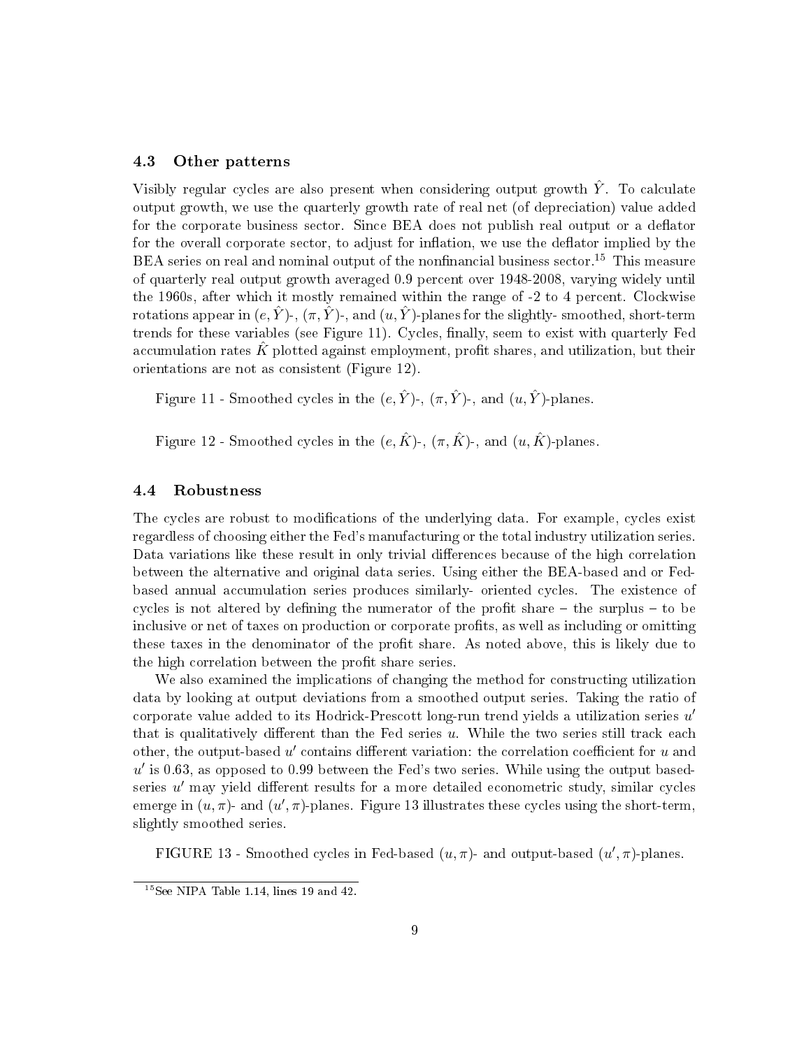### 4.3 Other patterns

Visibly regular cycles are also present when considering output growth $\hat{Y}$. To calculate output growth, we use the quarterly growth rate of real net (of depreciation) value added for the corporate business sector. Since BEA does not publish real output or a deflator for the overall corporate sector, to adjust for inflation, we use the deflator implied by the BEA series on real and nominal output of the nonfinancial business sector.[15] This measure of quarterly real output growth averaged 0.9 percent over 1948-2008, varying widely until the 1960s, after which it mostly remained within the range of -2 to 4 percent. Clockwise rotations appear in $(e, \hat{Y})$-, $(\pi, \hat{Y})$-, and $(u, \hat{Y})$-planes for the slightly- smoothed, short-term trends for these variables (see Figure 11). Cycles, finally, seem to exist with quarterly Fed accumulation rates $\hat{K}$ plotted against employment, profit shares, and utilization, but their orientations are not as consistent (Figure 12).

Figure 11 - Smoothed cycles in the $(e, \hat{Y})$-, $(\pi, \hat{Y})$-, and $(u, \hat{Y})$-planes.

Figure 12 - Smoothed cycles in the $(e, \hat{K})$-, $(\pi, \hat{K})$-, and $(u, \hat{K})$-planes.

### 4.4 Robustness

The cycles are robust to modifications of the underlying data. For example, cycles exist regardless of choosing either the Fed's manufacturing or the total industry utilization series. Data variations like these result in only trivial differences because of the high correlation between the alternative and original data series. Using either the BEA-based and or Fed-based annual accumulation series produces similarly- oriented cycles. The existence of cycles is not altered by defining the numerator of the profit share – the surplus – to be inclusive or net of taxes on production or corporate profits, as well as including or omitting these taxes in the denominator of the profit share. As noted above, this is likely due to the high correlation between the profit share series.

We also examined the implications of changing the method for constructing utilization data by looking at output deviations from a smoothed output series. Taking the ratio of corporate value added to its Hodrick-Prescott long-run trend yields a utilization series $u'$ that is qualitatively different than the Fed series $u$. While the two series still track each other, the output-based $u'$ contains different variation: the correlation coefficient for $u$ and $u'$ is 0.63, as opposed to 0.99 between the Fed's two series. While using the output based-series $u'$ may yield different results for a more detailed econometric study, similar cycles emerge in $(u, \pi)$- and $(u', \pi)$-planes. Figure 13 illustrates these cycles using the short-term, slightly smoothed series.

FIGURE 13 - Smoothed cycles in Fed-based $(u, \pi)$- and output-based $(u', \pi)$-planes.

[15] See NIPA Table 1.14, lines 19 and 42.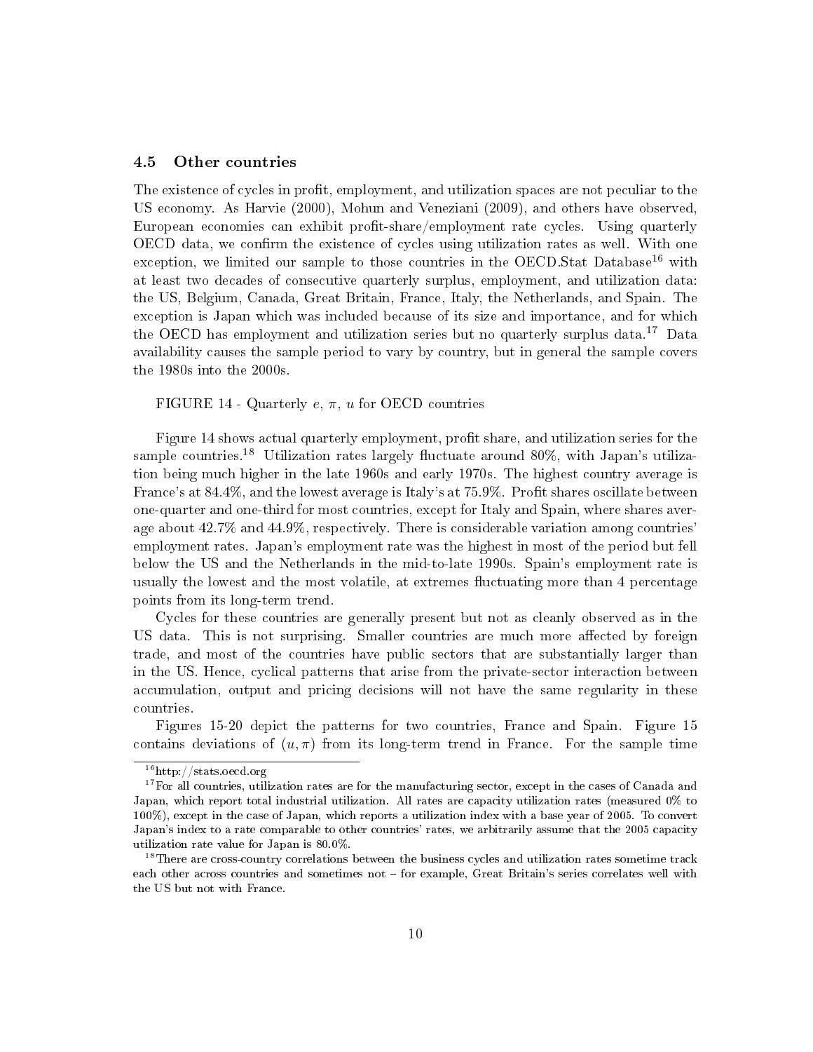### 4.5 Other countries

The existence of cycles in profit, employment, and utilization spaces are not peculiar to the US economy. As Harvie (2000), Mohun and Veneziani (2009), and others have observed, European economies can exhibit profit-share/employment rate cycles. Using quarterly OECD data, we confirm the existence of cycles using utilization rates as well. With one exception, we limited our sample to those countries in the OECD.Stat Database[16] with at least two decades of consecutive quarterly surplus, employment, and utilization data: the US, Belgium, Canada, Great Britain, France, Italy, the Netherlands, and Spain. The exception is Japan which was included because of its size and importance, and for which the OECD has employment and utilization series but no quarterly surplus data.[17] Data availability causes the sample period to vary by country, but in general the sample covers the 1980s into the 2000s.

FIGURE 14 - Quarterly $e$, $\pi$, $u$ for OECD countries

Figure 14 shows actual quarterly employment, profit share, and utilization series for the sample countries.[18] Utilization rates largely fluctuate around 80%, with Japan's utilization being much higher in the late 1960s and early 1970s. The highest country average is France's at 84.4%, and the lowest average is Italy's at 75.9%. Profit shares oscillate between one-quarter and one-third for most countries, except for Italy and Spain, where shares average about 42.7% and 44.9%, respectively. There is considerable variation among countries' employment rates. Japan's employment rate was the highest in most of the period but fell below the US and the Netherlands in the mid-to-late 1990s. Spain's employment rate is usually the lowest and the most volatile, at extremes fluctuating more than 4 percentage points from its long-term trend.

Cycles for these countries are generally present but not as cleanly observed as in the US data. This is not surprising. Smaller countries are much more affected by foreign trade, and most of the countries have public sectors that are substantially larger than in the US. Hence, cyclical patterns that arise from the private-sector interaction between accumulation, output and pricing decisions will not have the same regularity in these countries.

Figures 15-20 depict the patterns for two countries, France and Spain. Figure 15 contains deviations of $(u, \pi)$ from its long-term trend in France. For the sample time

---

[16] http://stats.oecd.org

[17] For all countries, utilization rates are for the manufacturing sector, except in the cases of Canada and Japan, which report total industrial utilization. All rates are capacity utilization rates (measured 0% to 100%), except in the case of Japan, which reports a utilization index with a base year of 2005. To convert Japan's index to a rate comparable to other countries' rates, we arbitrarily assume that the 2005 capacity utilization rate value for Japan is 80.0%.

[18] There are cross-country correlations between the business cycles and utilization rates sometime track each other across countries and sometimes not – for example, Great Britain's series correlates well with the US but not with France.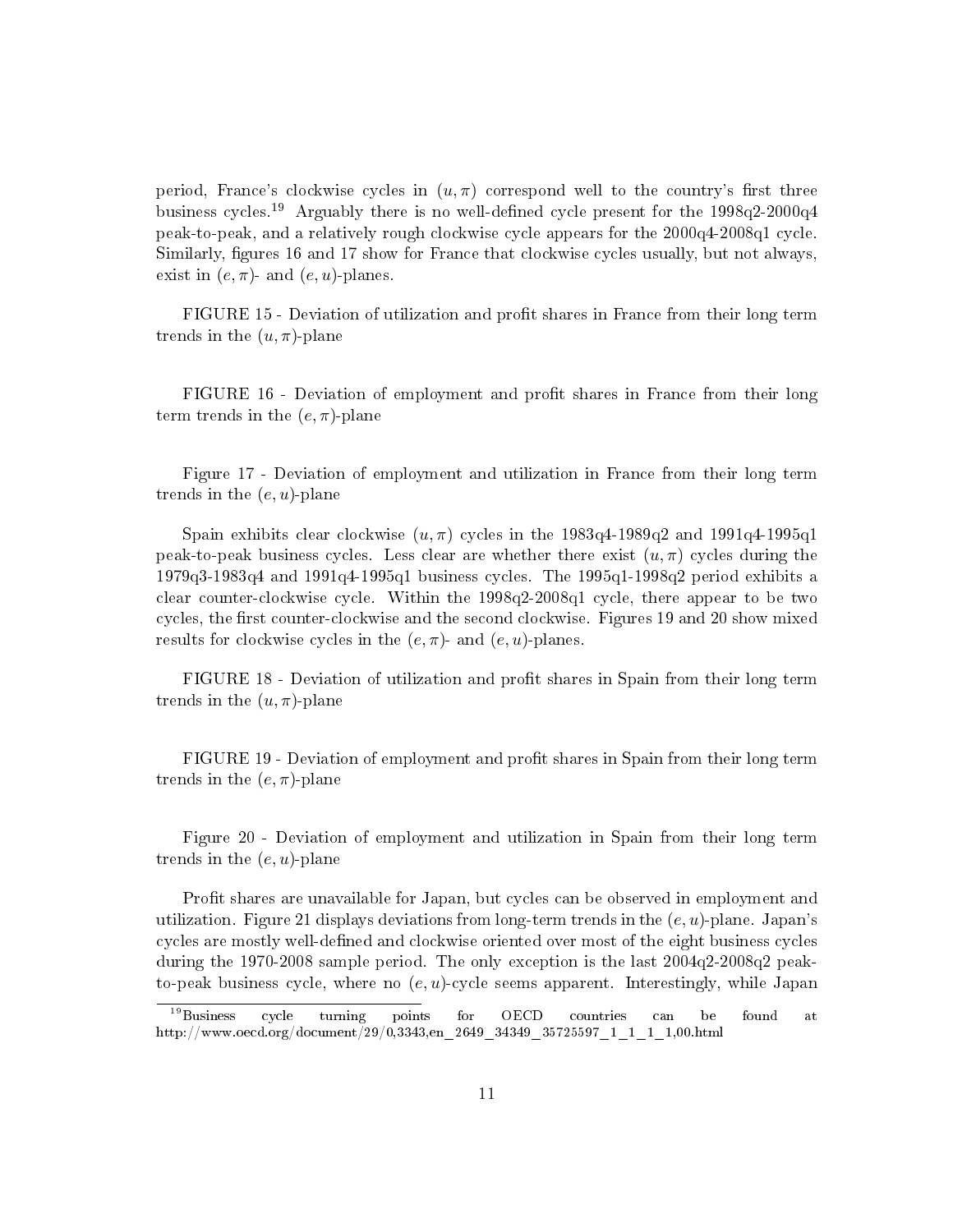period, France's clockwise cycles in $(u, \pi)$ correspond well to the country's first three business cycles.[19] Arguably there is no well-defined cycle present for the 1998q2-2000q4 peak-to-peak, and a relatively rough clockwise cycle appears for the 2000q4-2008q1 cycle. Similarly, figures 16 and 17 show for France that clockwise cycles usually, but not always, exist in $(e, \pi)$- and $(e, u)$-planes.

FIGURE 15 - Deviation of utilization and profit shares in France from their long term trends in the $(u, \pi)$-plane

FIGURE 16 - Deviation of employment and profit shares in France from their long term trends in the $(e, \pi)$-plane

Figure 17 - Deviation of employment and utilization in France from their long term trends in the $(e, u)$-plane

Spain exhibits clear clockwise $(u, \pi)$ cycles in the 1983q4-1989q2 and 1991q4-1995q1 peak-to-peak business cycles. Less clear are whether there exist $(u, \pi)$ cycles during the 1979q3-1983q4 and 1991q4-1995q1 business cycles. The 1995q1-1998q2 period exhibits a clear counter-clockwise cycle. Within the 1998q2-2008q1 cycle, there appear to be two cycles, the first counter-clockwise and the second clockwise. Figures 19 and 20 show mixed results for clockwise cycles in the $(e, \pi)$- and $(e, u)$-planes.

FIGURE 18 - Deviation of utilization and profit shares in Spain from their long term trends in the $(u, \pi)$-plane

FIGURE 19 - Deviation of employment and profit shares in Spain from their long term trends in the $(e, \pi)$-plane

Figure 20 - Deviation of employment and utilization in Spain from their long term trends in the $(e, u)$-plane

Profit shares are unavailable for Japan, but cycles can be observed in employment and utilization. Figure 21 displays deviations from long-term trends in the $(e, u)$-plane. Japan's cycles are mostly well-defined and clockwise oriented over most of the eight business cycles during the 1970-2008 sample period. The only exception is the last 2004q2-2008q2 peak-to-peak business cycle, where no $(e, u)$-cycle seems apparent. Interestingly, while Japan

[19] Business cycle turning points for OECD countries can be found at http://www.oecd.org/document/29/0,3343,en_2649_34349_35725597_1_1_1_1,00.html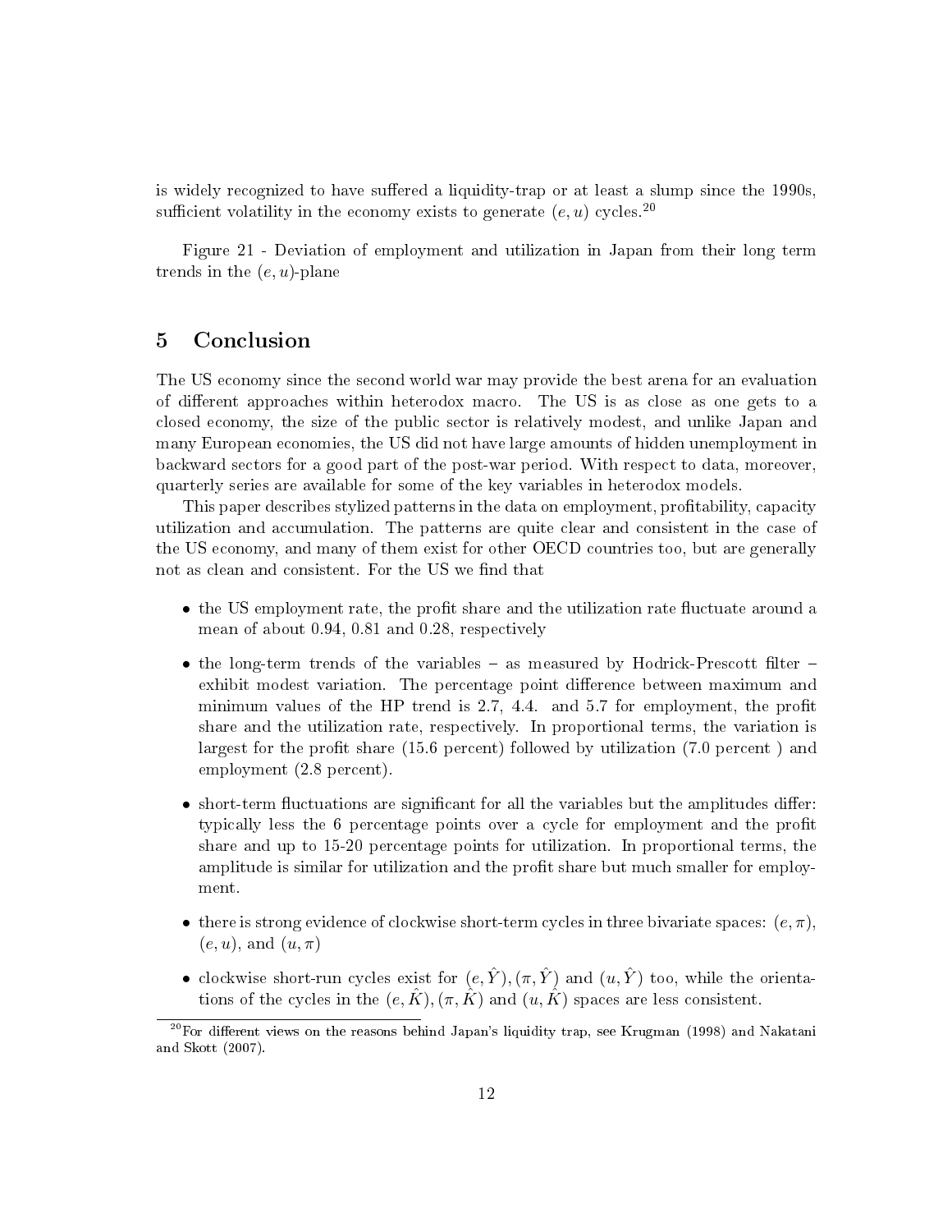is widely recognized to have suffered a liquidity-trap or at least a slump since the 1990s, sufficient volatility in the economy exists to generate $(e, u)$ cycles.[20]

Figure 21 - Deviation of employment and utilization in Japan from their long term trends in the $(e, u)$-plane

# 5 Conclusion

The US economy since the second world war may provide the best arena for an evaluation of different approaches within heterodox macro. The US is as close as one gets to a closed economy, the size of the public sector is relatively modest, and unlike Japan and many European economies, the US did not have large amounts of hidden unemployment in backward sectors for a good part of the post-war period. With respect to data, moreover, quarterly series are available for some of the key variables in heterodox models.

This paper describes stylized patterns in the data on employment, profitability, capacity utilization and accumulation. The patterns are quite clear and consistent in the case of the US economy, and many of them exist for other OECD countries too, but are generally not as clean and consistent. For the US we find that

- the US employment rate, the profit share and the utilization rate fluctuate around a mean of about 0.94, 0.81 and 0.28, respectively
- the long-term trends of the variables – as measured by Hodrick-Prescott filter – exhibit modest variation. The percentage point difference between maximum and minimum values of the HP trend is 2.7, 4.4. and 5.7 for employment, the profit share and the utilization rate, respectively. In proportional terms, the variation is largest for the profit share (15.6 percent) followed by utilization (7.0 percent ) and employment (2.8 percent).
- short-term fluctuations are significant for all the variables but the amplitudes differ: typically less the 6 percentage points over a cycle for employment and the profit share and up to 15-20 percentage points for utilization. In proportional terms, the amplitude is similar for utilization and the profit share but much smaller for employment.
- there is strong evidence of clockwise short-term cycles in three bivariate spaces: $(e, \pi)$, $(e, u)$, and $(u, \pi)$
- clockwise short-run cycles exist for $(e, \hat{Y}), (\pi, \hat{Y})$ and $(u, \hat{Y})$ too, while the orientations of the cycles in the $(e, \hat{K}), (\pi, \hat{K})$ and $(u, \hat{K})$ spaces are less consistent.

[20] For different views on the reasons behind Japan's liquidity trap, see Krugman (1998) and Nakatani and Skott (2007).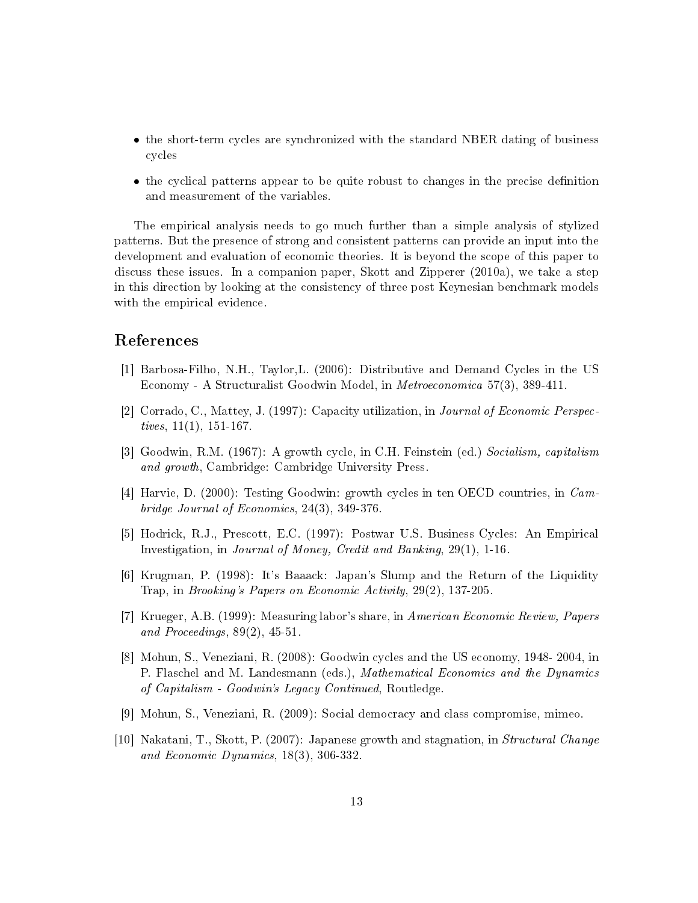- the short-term cycles are synchronized with the standard NBER dating of business cycles
- the cyclical patterns appear to be quite robust to changes in the precise definition and measurement of the variables.

The empirical analysis needs to go much further than a simple analysis of stylized patterns. But the presence of strong and consistent patterns can provide an input into the development and evaluation of economic theories. It is beyond the scope of this paper to discuss these issues. In a companion paper, Skott and Zipperer (2010a), we take a step in this direction by looking at the consistency of three post Keynesian benchmark models with the empirical evidence.

## References

[1] Barbosa-Filho, N.H., Taylor,L. (2006): Distributive and Demand Cycles in the US Economy - A Structuralist Goodwin Model, in *Metroeconomica* 57(3), 389-411.

[2] Corrado, C., Mattey, J. (1997): Capacity utilization, in *Journal of Economic Perspectives*, 11(1), 151-167.

[3] Goodwin, R.M. (1967): A growth cycle, in C.H. Feinstein (ed.) *Socialism, capitalism and growth*, Cambridge: Cambridge University Press.

[4] Harvie, D. (2000): Testing Goodwin: growth cycles in ten OECD countries, in *Cambridge Journal of Economics*, 24(3), 349-376.

[5] Hodrick, R.J., Prescott, E.C. (1997): Postwar U.S. Business Cycles: An Empirical Investigation, in *Journal of Money, Credit and Banking*, 29(1), 1-16.

[6] Krugman, P. (1998): It's Baaack: Japan's Slump and the Return of the Liquidity Trap, in *Brooking's Papers on Economic Activity*, 29(2), 137-205.

[7] Krueger, A.B. (1999): Measuring labor's share, in *American Economic Review, Papers and Proceedings*, 89(2), 45-51.

[8] Mohun, S., Veneziani, R. (2008): Goodwin cycles and the US economy, 1948- 2004, in P. Flaschel and M. Landesmann (eds.), *Mathematical Economics and the Dynamics of Capitalism - Goodwin's Legacy Continued*, Routledge.

[9] Mohun, S., Veneziani, R. (2009): Social democracy and class compromise, mimeo.

[10] Nakatani, T., Skott, P. (2007): Japanese growth and stagnation, in *Structural Change and Economic Dynamics*, 18(3), 306-332.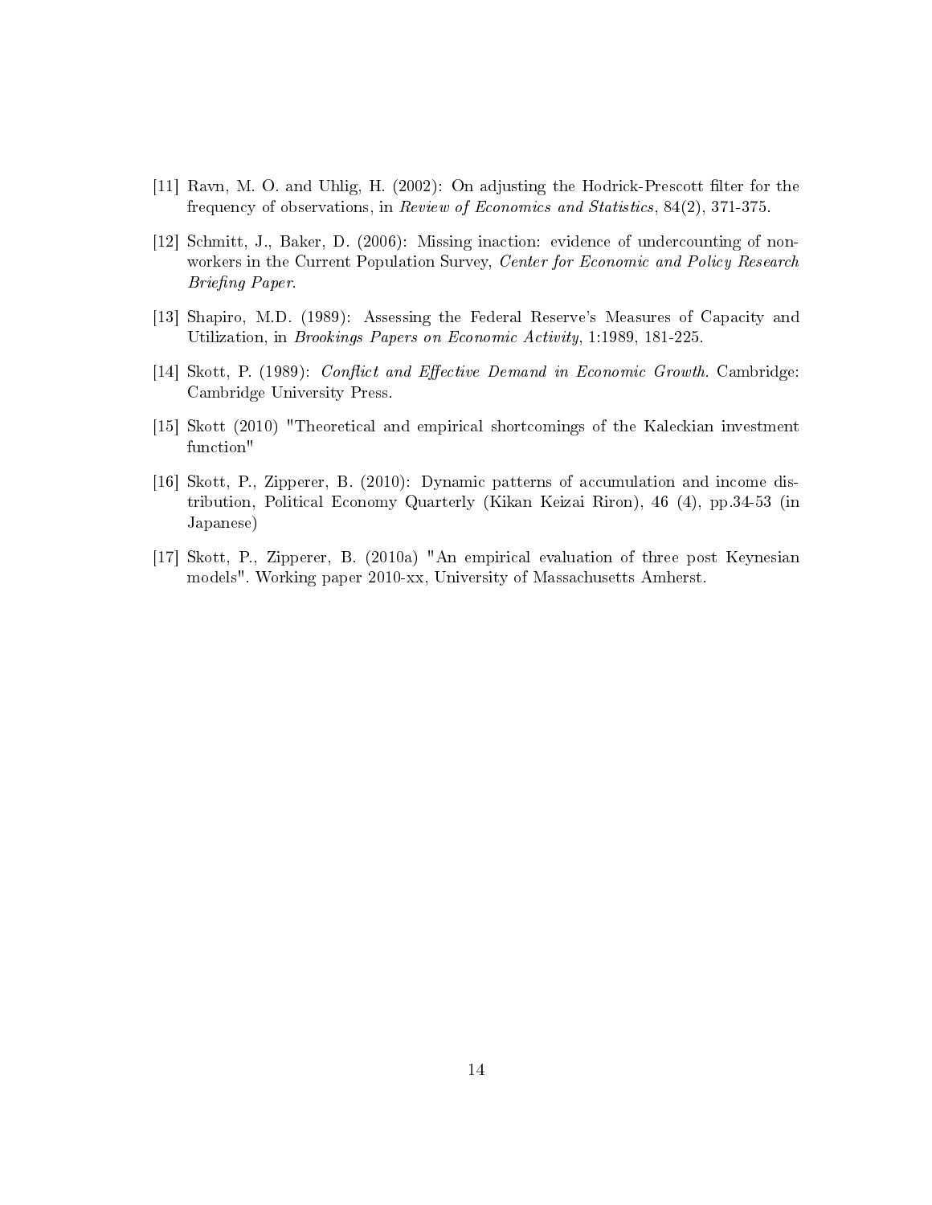[11] Ravn, M. O. and Uhlig, H. (2002): On adjusting the Hodrick-Prescott filter for the frequency of observations, in *Review of Economics and Statistics*, 84(2), 371-375.

[12] Schmitt, J., Baker, D. (2006): Missing inaction: evidence of undercounting of non-workers in the Current Population Survey, *Center for Economic and Policy Research Briefing Paper*.

[13] Shapiro, M.D. (1989): Assessing the Federal Reserve's Measures of Capacity and Utilization, in *Brookings Papers on Economic Activity*, 1:1989, 181-225.

[14] Skott, P. (1989): *Conflict and Effective Demand in Economic Growth*. Cambridge: Cambridge University Press.

[15] Skott (2010) "Theoretical and empirical shortcomings of the Kaleckian investment function"

[16] Skott, P., Zipperer, B. (2010): Dynamic patterns of accumulation and income distribution, Political Economy Quarterly (Kikan Keizai Riron), 46 (4), pp.34-53 (in Japanese)

[17] Skott, P., Zipperer, B. (2010a) "An empirical evaluation of three post Keynesian models". Working paper 2010-xx, University of Massachusetts Amherst.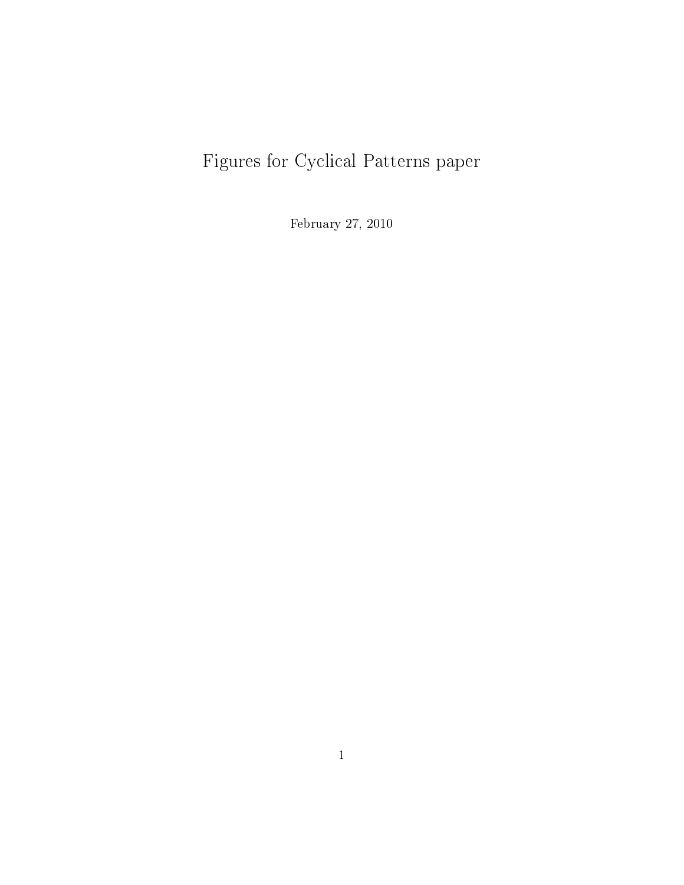# Figures for Cyclical Patterns paper

February 27, 2010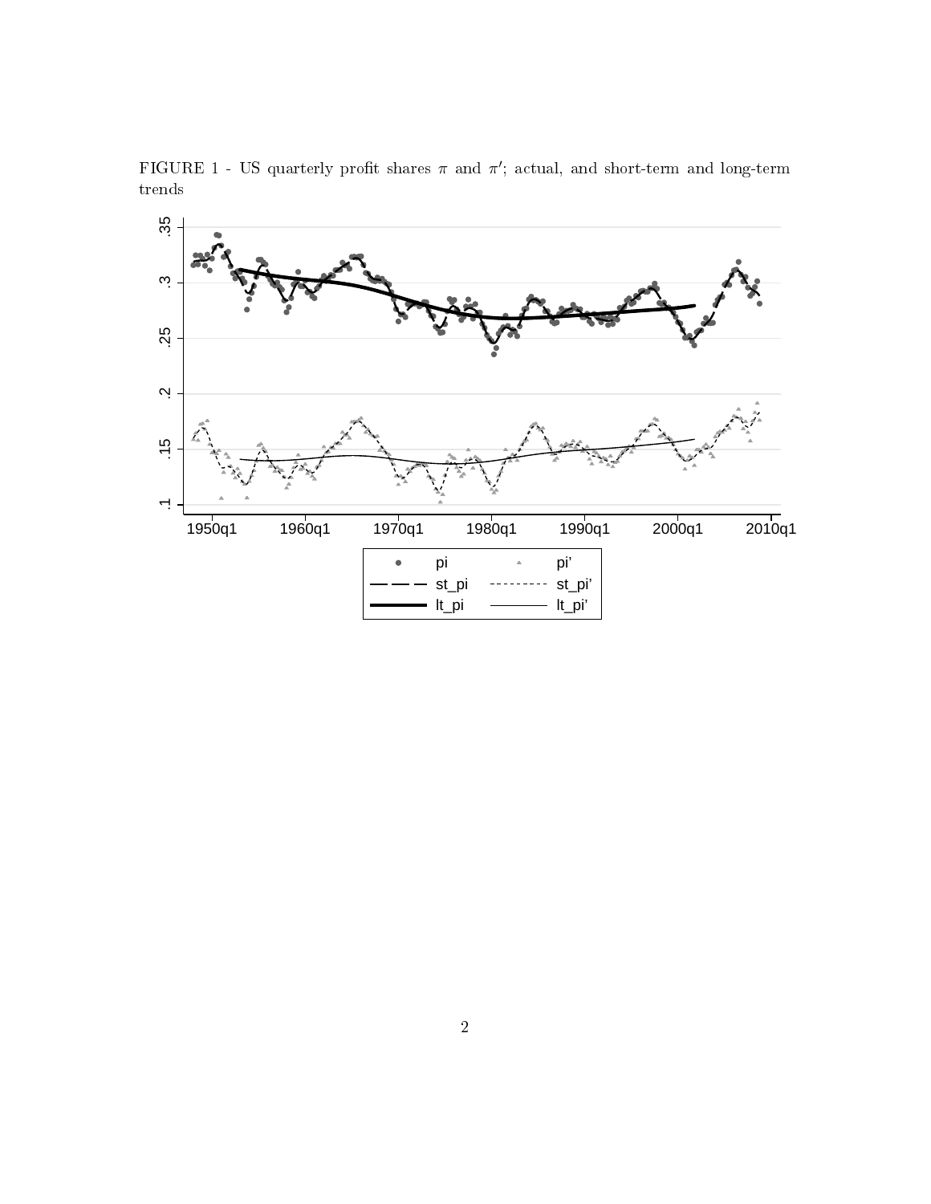FIGURE 1 - US quarterly profit shares $\pi$ and $\pi'$; actual, and short-term and long-term trends

.35
.3
.25
.2
.15
.1

1950q1
1960q1
1970q1
1980q1
1990q1
2000q1
2010q1

pi
pi'
st_pi
st_pi'
lt_pi
lt_pi'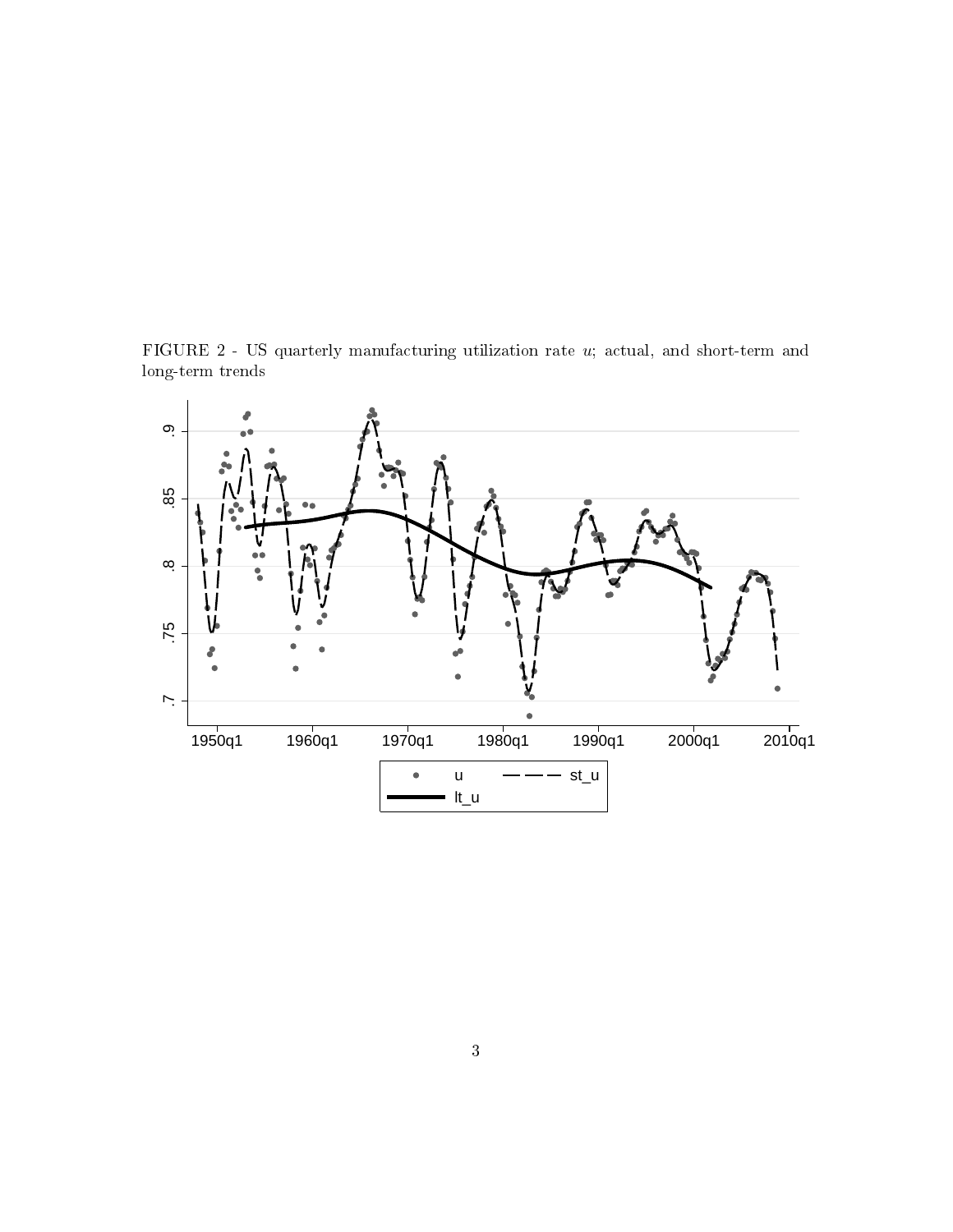FIGURE 2 - US quarterly manufacturing utilization rate $u$; actual, and short-term and long-term trends

.9
.85
.8
.75
.7

1950q1
1960q1
1970q1
1980q1
1990q1
2000q1
2010q1

u
st_u
lt_u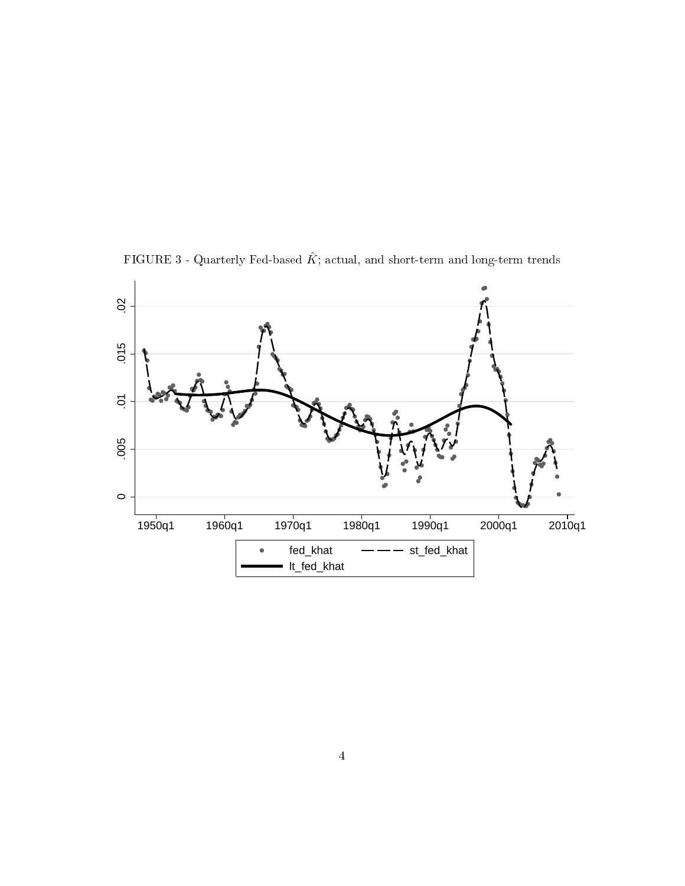FIGURE 3 - Quarterly Fed-based $\hat{K}$; actual, and short-term and long-term trends

0
.005
.01
.015
.02

1950q1
1960q1
1970q1
1980q1
1990q1
2000q1
2010q1

fed_khat
st_fed_khat
lt_fed_khat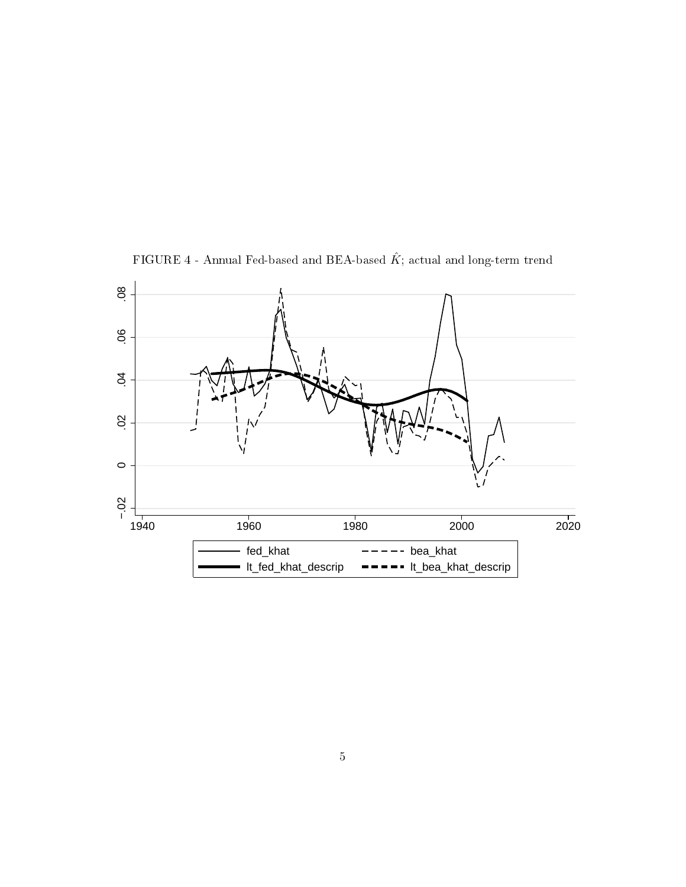FIGURE 4 - Annual Fed-based and BEA-based $\hat{K}$; actual and long-term trend

−.02
0
.02
.04
.06
.08

1940
1960
1980
2000
2020

fed_khat
bea_khat
lt_fed_khat_descrip
lt_bea_khat_descrip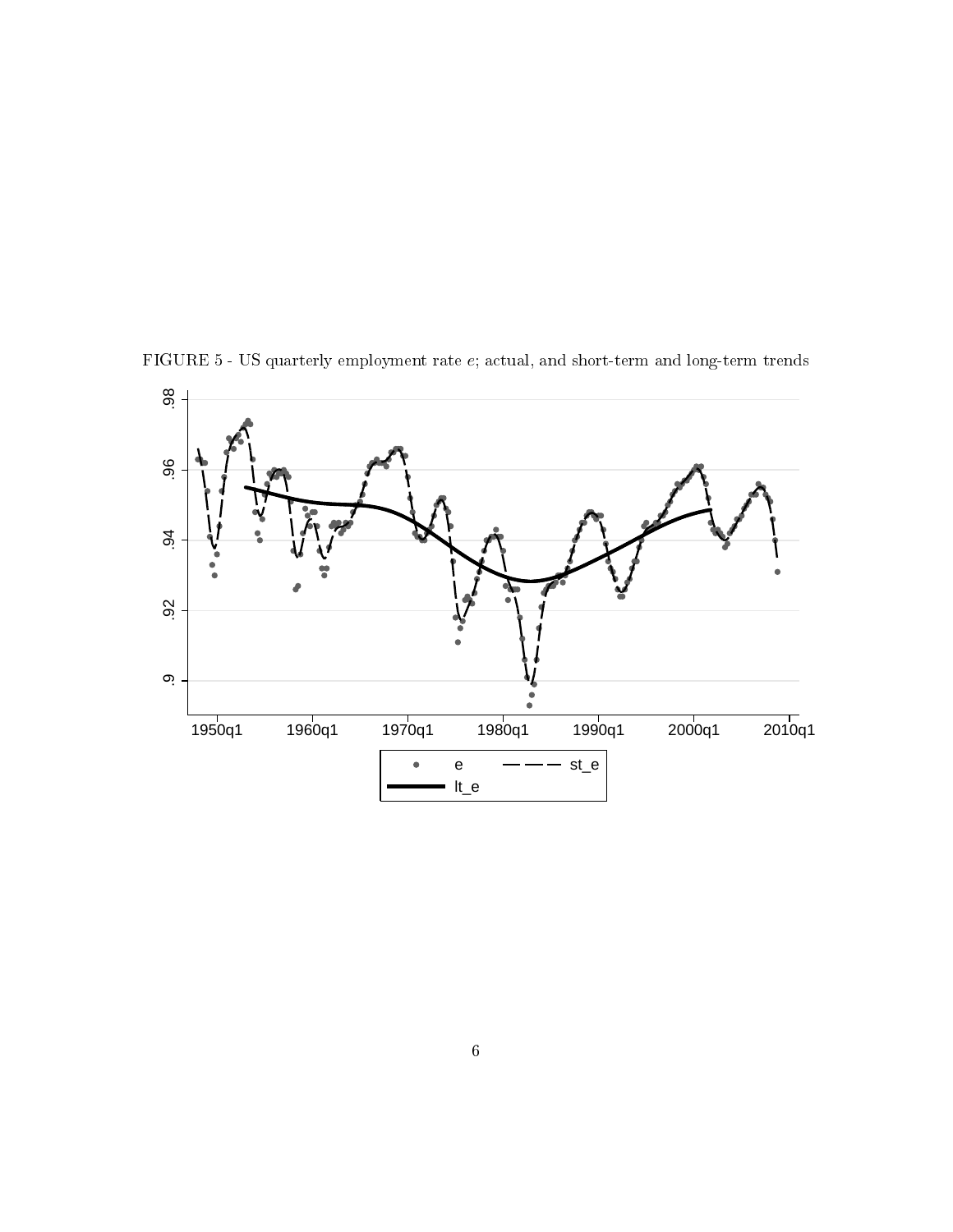FIGURE 5 - US quarterly employment rate $e$; actual, and short-term and long-term trends

.98
.96
.94
.92
.9

1950q1
1960q1
1970q1
1980q1
1990q1
2000q1
2010q1

e
st_e
lt_e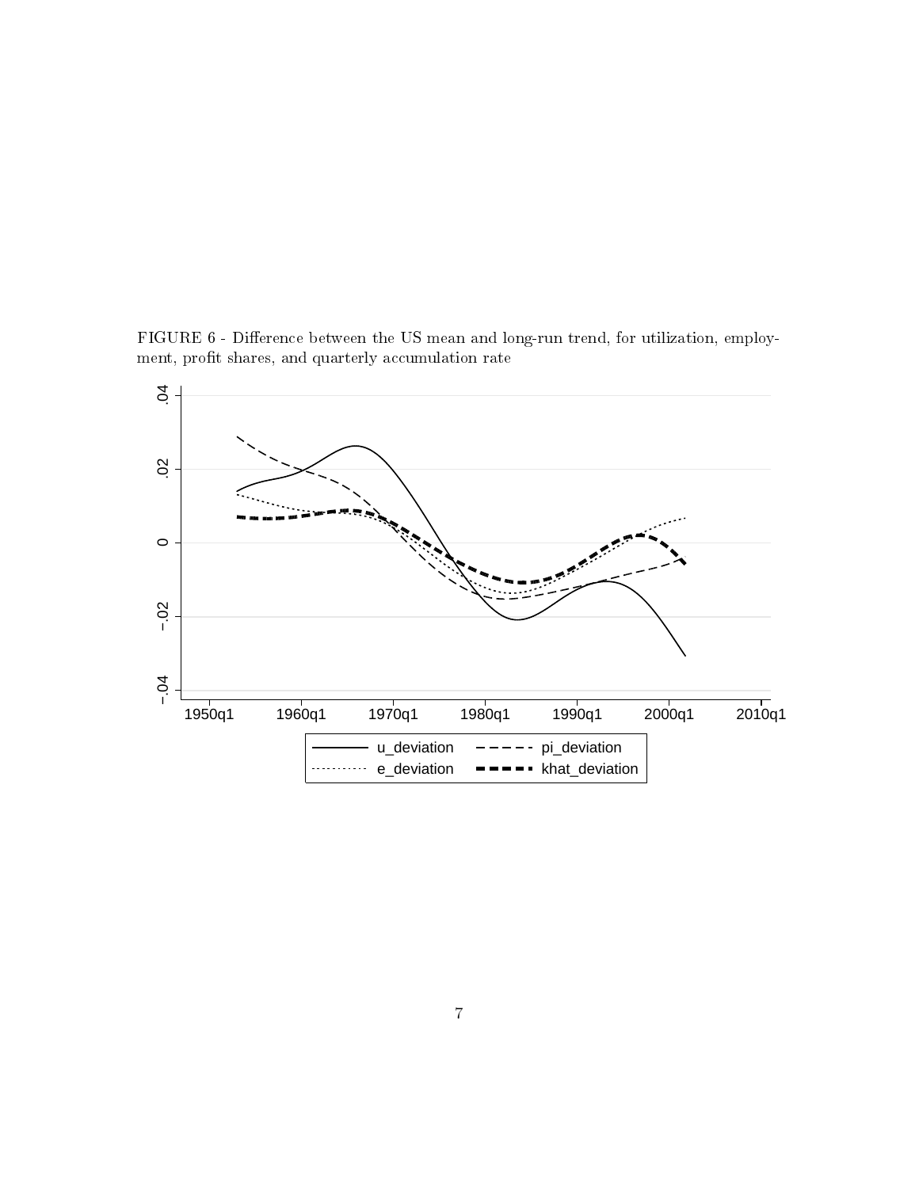FIGURE 6 - Difference between the US mean and long-run trend, for utilization, employment, profit shares, and quarterly accumulation rate

.04
.02
0
−.02
−.04

1950q1
1960q1
1970q1
1980q1
1990q1
2000q1
2010q1

u_deviation
pi_deviation
e_deviation
khat_deviation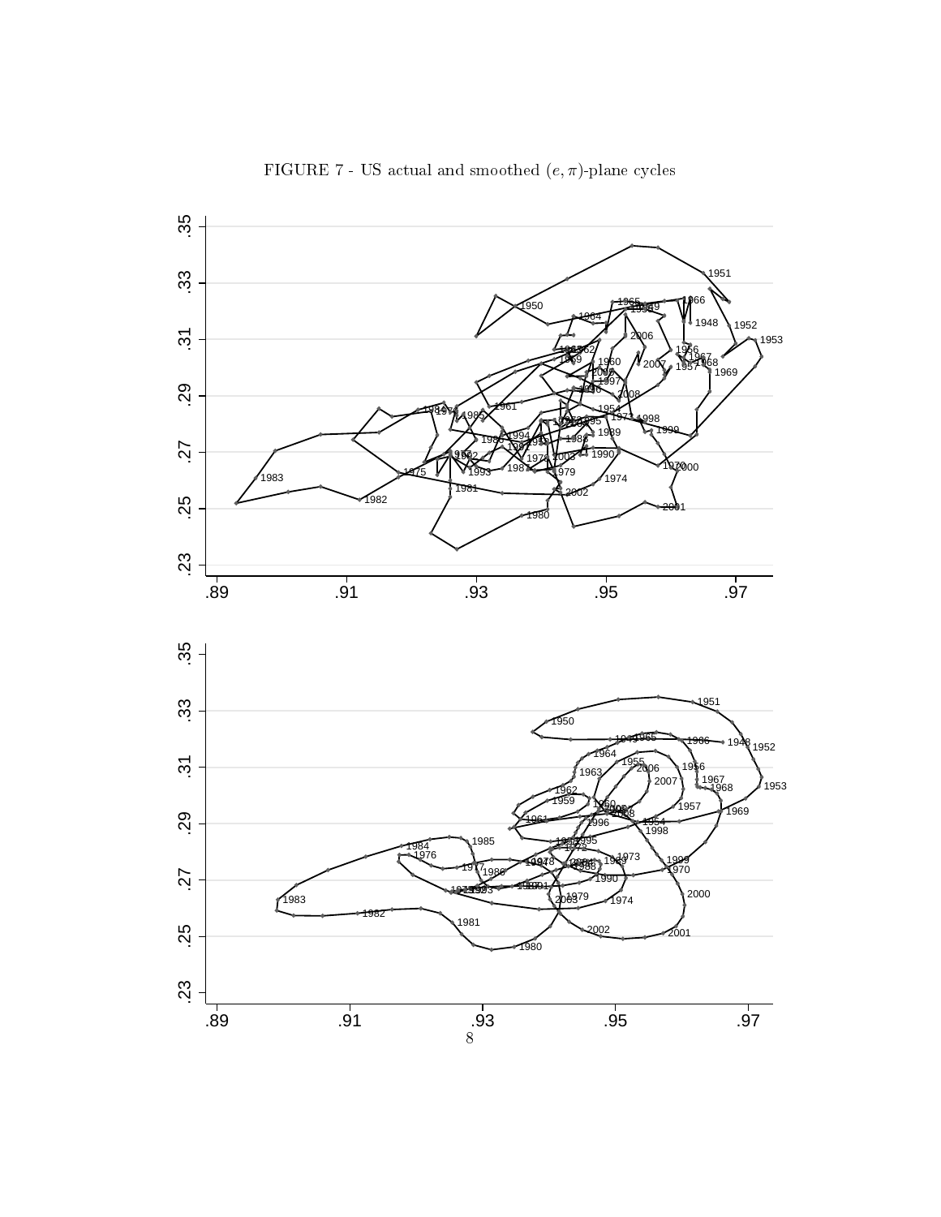FIGURE 7 - US actual and smoothed $(e, \pi)$-plane cycles

.35
.33
.31
.29
.27
.25
.23

.89 .91 .93 .95 .97

1951 1950 1965 1966 1948 1952 1953 1964 2006 1956 1967 1968 1969 2007 1957 1960 1997 1961 2008 1954 1998 1999 1984 1985 1994 1989 1990 1970 2000 1983 1975 1993 1979 1974 1981 1982 2002 2001 1980

.35
.33
.31
.29
.27
.25
.23

.89 .91 .93 .95 .97

1951 1950 1949 1965 1966 1948 1952 1964 1955 2006 1956 1953 1963 2007 1967 1968 1962 1959 1957 1969 1961 1996 1954 1998 1985 1995 1972 1984 1976 1977 1986 1973 1999 1970 1990 1983 2003 1979 2000 1974 1982 1981 2002 2001 1980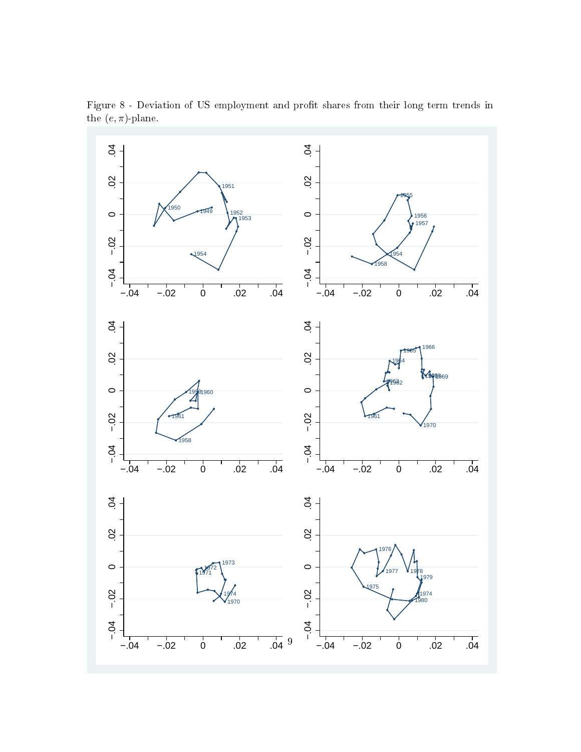Figure 8 - Deviation of US employment and profit shares from their long term trends in the $(e, \pi)$-plane.

.04
.02
0
−.02
−.04
−.04 −.02 0 .02 .04
1951
1950
1949
1952
1953
1954

.04
.02
0
−.02
−.04
−.04 −.02 0 .02 .04
1955
1956
1957
1954
1958

.04
.02
0
−.02
−.04
−.04 −.02 0 .02 .04
1959
1960
1961
1958

.04
.02
0
−.02
−.04
−.04 −.02 0 .02 .04
1966
1965
1964
1968
1969
1963
1962
1961
1970

.04
.02
0
−.02
−.04
−.04 −.02 0 .02 .04
1973
1972
1971
1974
1970

.04
.02
0
−.02
−.04
−.04 −.02 0 .02 .04
1976
1977
1978
1979
1975
1974
1980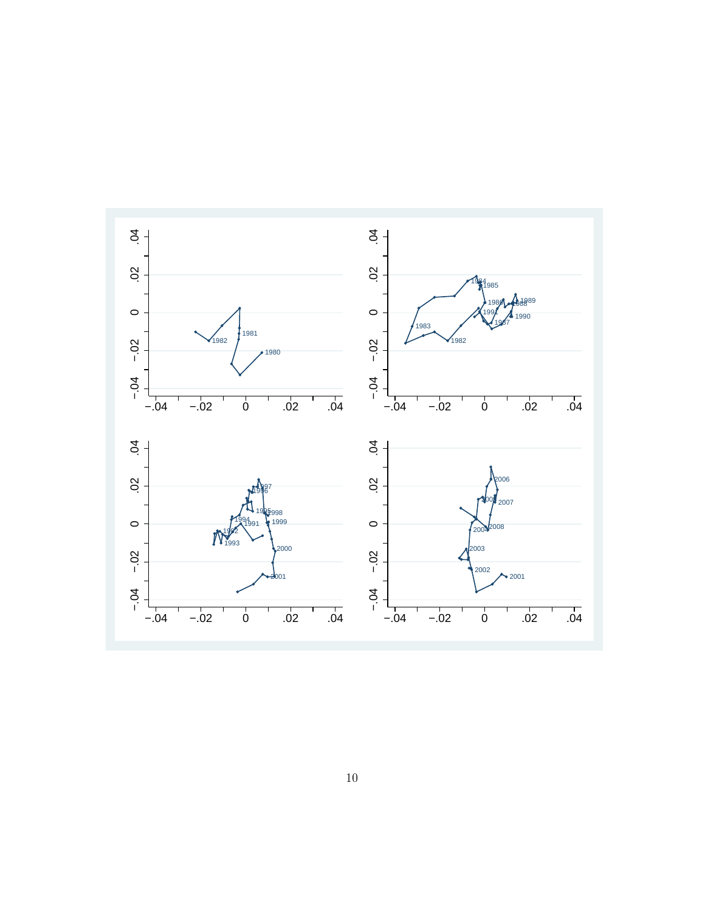.04
.02
0
−.02
−.04
−.04 −.02 0 .02 .04
1980
1981
1982

.04
.02
0
−.02
−.04
−.04 −.02 0 .02 .04
1982
1983
1984
1985
1986
1987
1988
1989
1990
1991

.04
.02
0
−.02
−.04
−.04 −.02 0 .02 .04
1991
1992
1993
1994
1995
1996
1997
1998
1999
2000
2001

.04
.02
0
−.02
−.04
−.04 −.02 0 .02 .04
2001
2002
2003
2004
2005
2006
2007
2008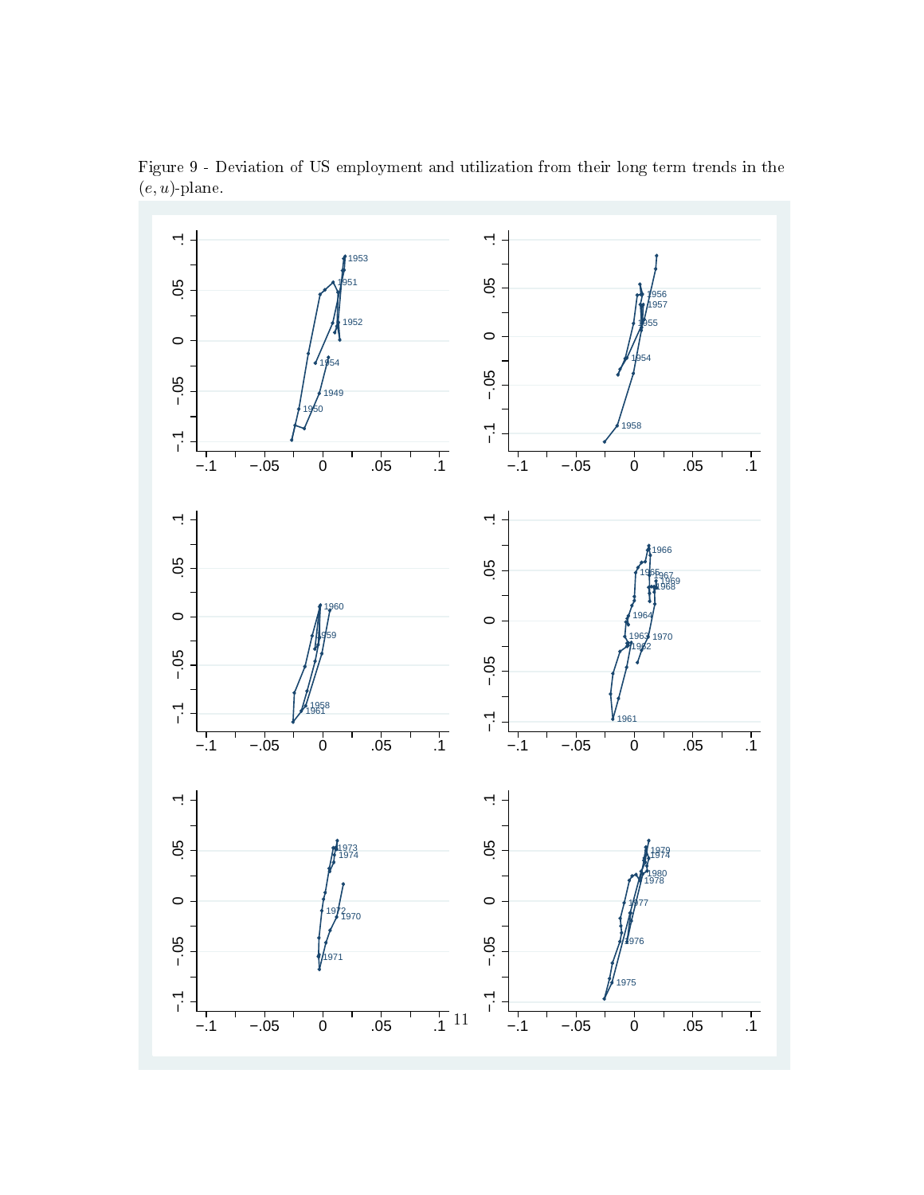Figure 9 - Deviation of US employment and utilization from their long term trends in the $(e, u)$-plane.

.1
.05
0
−.05
−.1
−.1 −.05 0 .05 .1
1953
1951
1952
1954
1949
1950

.1
.05
0
−.05
−.1
−.1 −.05 0 .05 .1
1956
1957
1955
1954
1958

.1
.05
0
−.05
−.1
−.1 −.05 0 .05 .1
1960
1959
1958
1961

.1
.05
0
−.05
−.1
−.1 −.05 0 .05 .1
1966
1965
1967
1969
1968
1964
1963
1970
1962
1961

.1
.05
0
−.05
−.1
−.1 −.05 0 .05 .1
1973
1974
1972
1970
1971

.1
.05
0
−.05
−.1
−.1 −.05 0 .05 .1
1979
1974
1980
1978
1977
1976
1975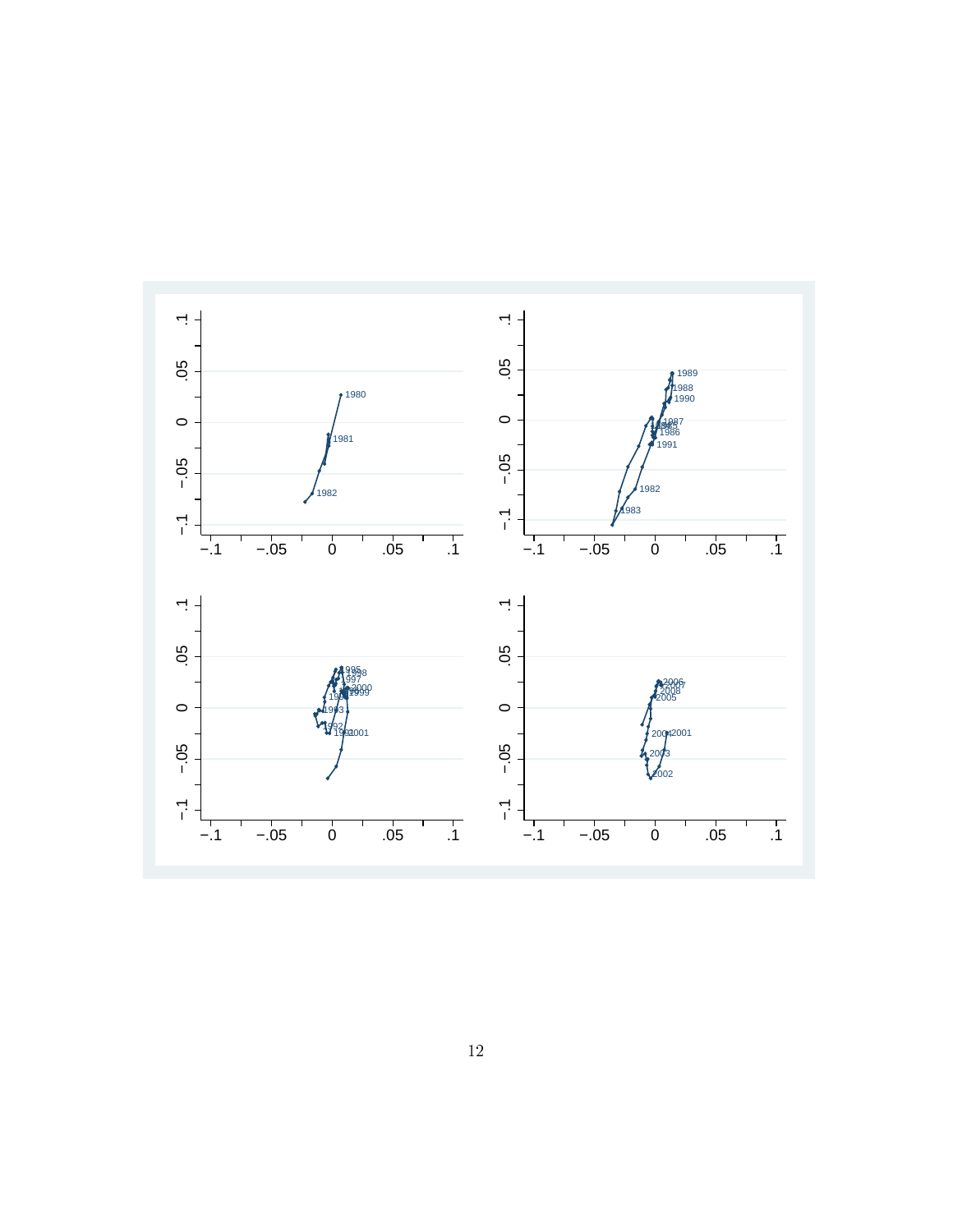.1
.05
0
−.05
−.1

1980
1981
1982

−.1 −.05 0 .05 .1

.1
.05
0
−.05
−.1

1989
1988
1990
1987
1985
1986
1991
1982
1983

−.1 −.05 0 .05 .1

.1
.05
0
−.05
−.1

1995
1998
1997
2000
1999
1994
1993
1992
1991
2001

−.1 −.05 0 .05 .1

.1
.05
0
−.05
−.1

2006
2007
2008
2005
2004
2001
2003
2002

−.1 −.05 0 .05 .1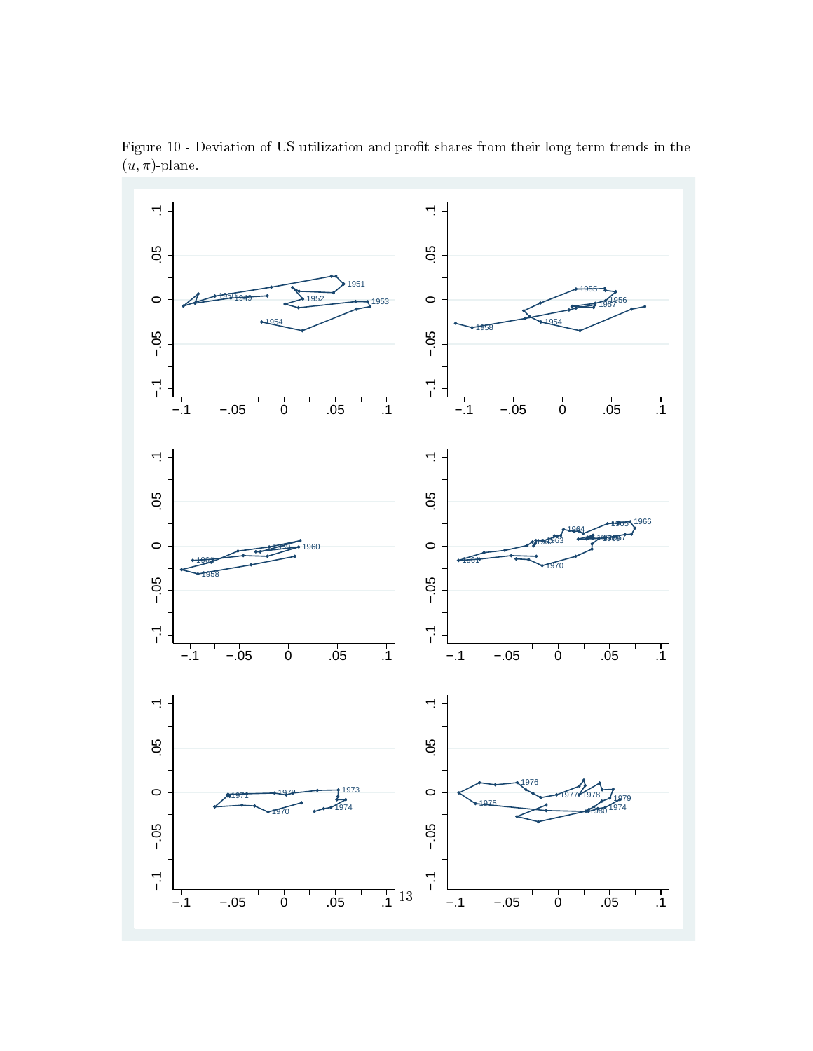Figure 10 - Deviation of US utilization and profit shares from their long term trends in the $(u, \pi)$-plane.

.1
.05
0
−.05
−.1
−.1 −.05 0 .05 .1
1951
1950
1949
1952
1953
1954

.1
.05
0
−.05
−.1
−.1 −.05 0 .05 .1
1955
1956
1957
1954
1958

.1
.05
0
−.05
−.1
−.1 −.05 0 .05 .1
1959
1960
1962
1958

.1
.05
0
−.05
−.1
−.1 −.05 0 .05 .1
1966
1965
1964
1963
1962
1968
1967
1969
1961
1970

.1
.05
0
−.05
−.1
−.1 −.05 0 .05 .1
1973
1972
1971
1970
1974

.1
.05
0
−.05
−.1
−.1 −.05 0 .05 .1
1976
1977
1978
1979
1974
1975
1980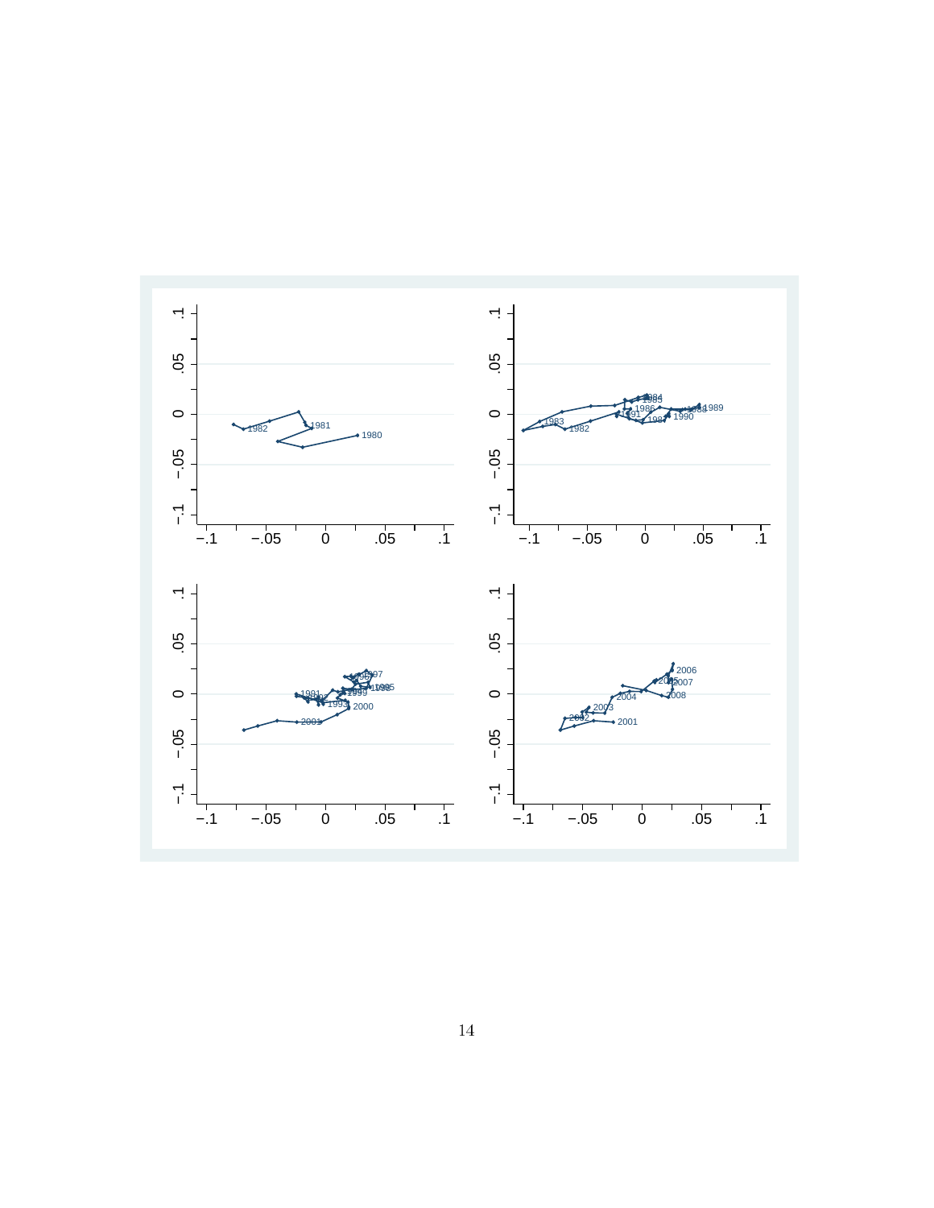.1
.05
0
−.05
−.1

1982
1981
1980

−.1 −.05 0 .05 .1

.1
.05
0
−.05
−.1

1983
1982
1984
1985
1986
1991
1987
1990
1988
1989

−.1 −.05 0 .05 .1

.1
.05
0
−.05
−.1

1997
1995
1991
1999
1993
2000
2001

−.1 −.05 0 .05 .1

.1
.05
0
−.05
−.1

2006
2005
2007
2008
2004
2003
2002
2001

−.1 −.05 0 .05 .1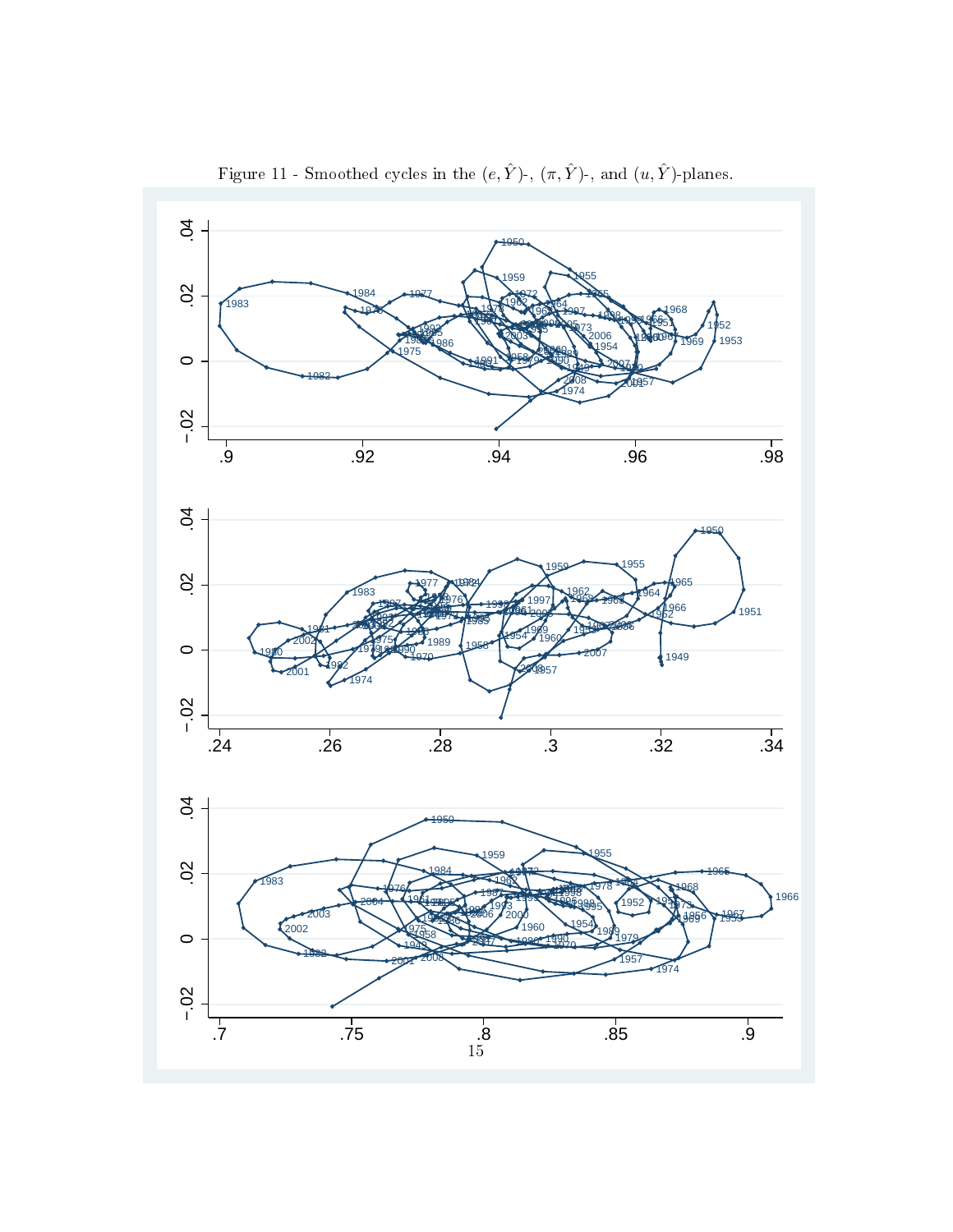Figure 11 - Smoothed cycles in the $(e, \hat{Y})$-, $(\pi, \hat{Y})$-, and $(u, \hat{Y})$-planes.

.04
.02
0
-.02
.9
.92
.94
.96
.98

.04
.02
0
-.02
.24
.26
.28
.3
.32
.34

.04
.02
0
-.02
.7
.75
.8
.85
.9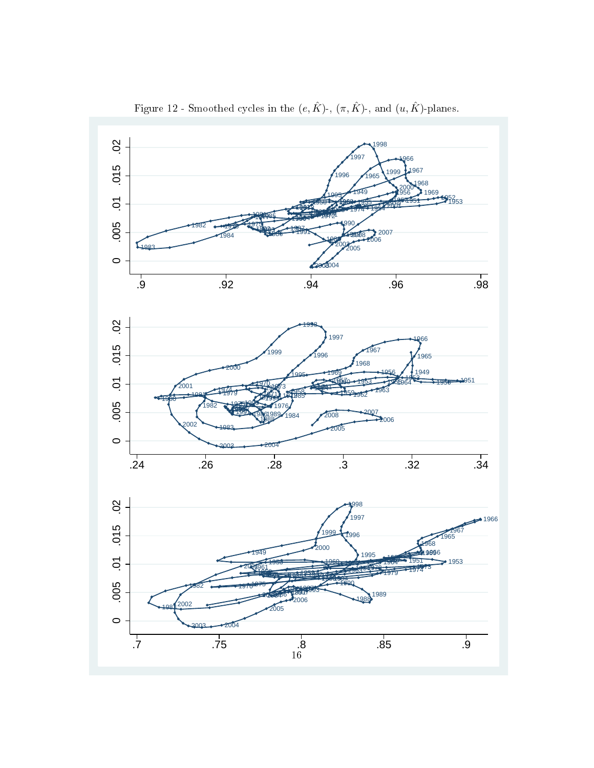Figure 12 - Smoothed cycles in the $(e, \hat{K})$-, $(\pi, \hat{K})$-, and $(u, \hat{K})$-planes.

.02
.015
.01
.005
0

.9
.92
.94
.96
.98

.02
.015
.01
.005
0

.24
.26
.28
.3
.32
.34

.02
.015
.01
.005
0

.7
.75
.8
.85
.9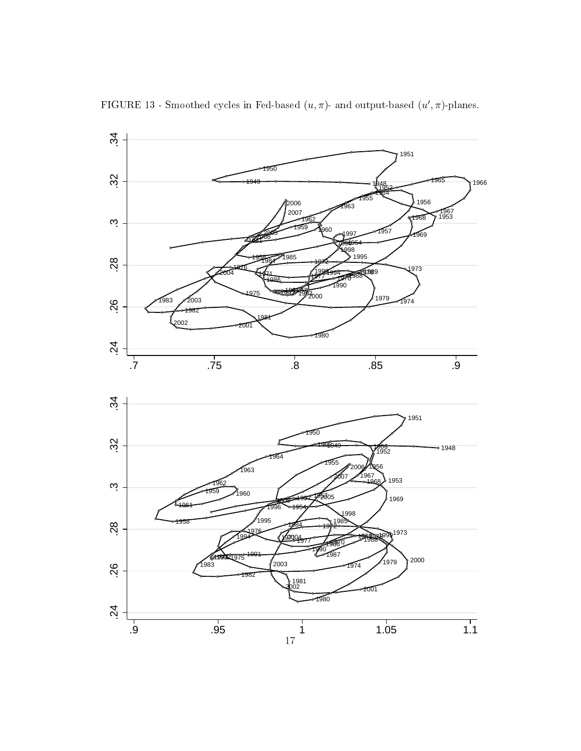FIGURE 13 - Smoothed cycles in Fed-based $(u, \pi)$- and output-based $(u', \pi)$-planes.

.34
.32
.3
.28
.26
.24

.7 .75 .8 .85 .9

1951 1950 1949 1948 1965 1966 1952 1964 1955 1956 1967 1953 1963 2006 2007 1962 1968 1959 1960 1957 1969 1997 2005 1961 1954 1998 1958 1985 1995 1984 1972 1976 1973 2004 1971 1999 1994 1989 1977 1988 1986 1970 1990 1993 2000 1975 1979 1974 1983 2003 1982 1981 2002 2001 1980

.34
.32
.3
.28
.26
.24

.9 .95 1 1.05 1.1

1951 1950 1949 1948 1966 1952 1964 1955 1963 2006 1956 1967 1953 2007 1968 1962 1959 1960 1969 1957 2005 1961 1996 1954 1958 1998 1995 1985 1984 1972 1976 1973 1999 1994 2004 1977 1989 1988 1970 1990 1987 1975 1991 2000 1983 2003 1979 1974 1982 1981 2002 2001 1980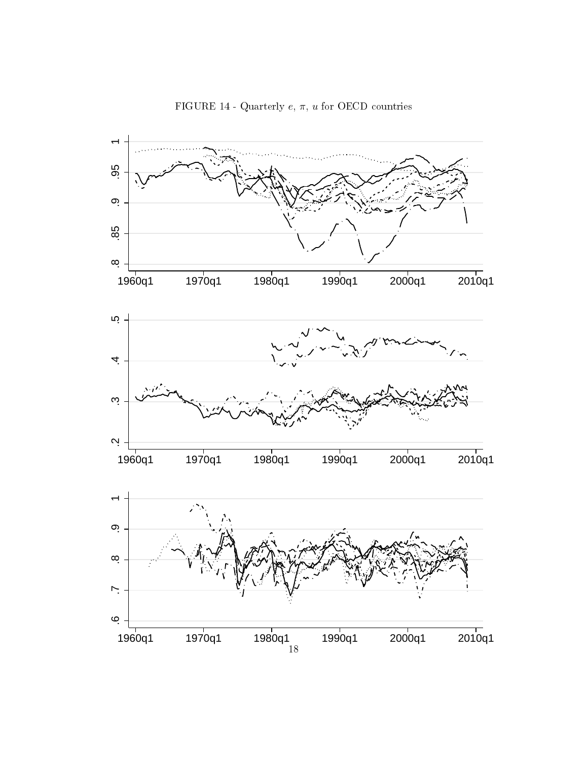FIGURE 14 - Quarterly $e$, $\pi$, $u$ for OECD countries

1
.95
.9
.85
.8
1960q1
1970q1
1980q1
1990q1
2000q1
2010q1

.5
.4
.3
.2
1960q1
1970q1
1980q1
1990q1
2000q1
2010q1

1
.9
.8
.7
.6
1960q1
1970q1
1980q1
1990q1
2000q1
2010q1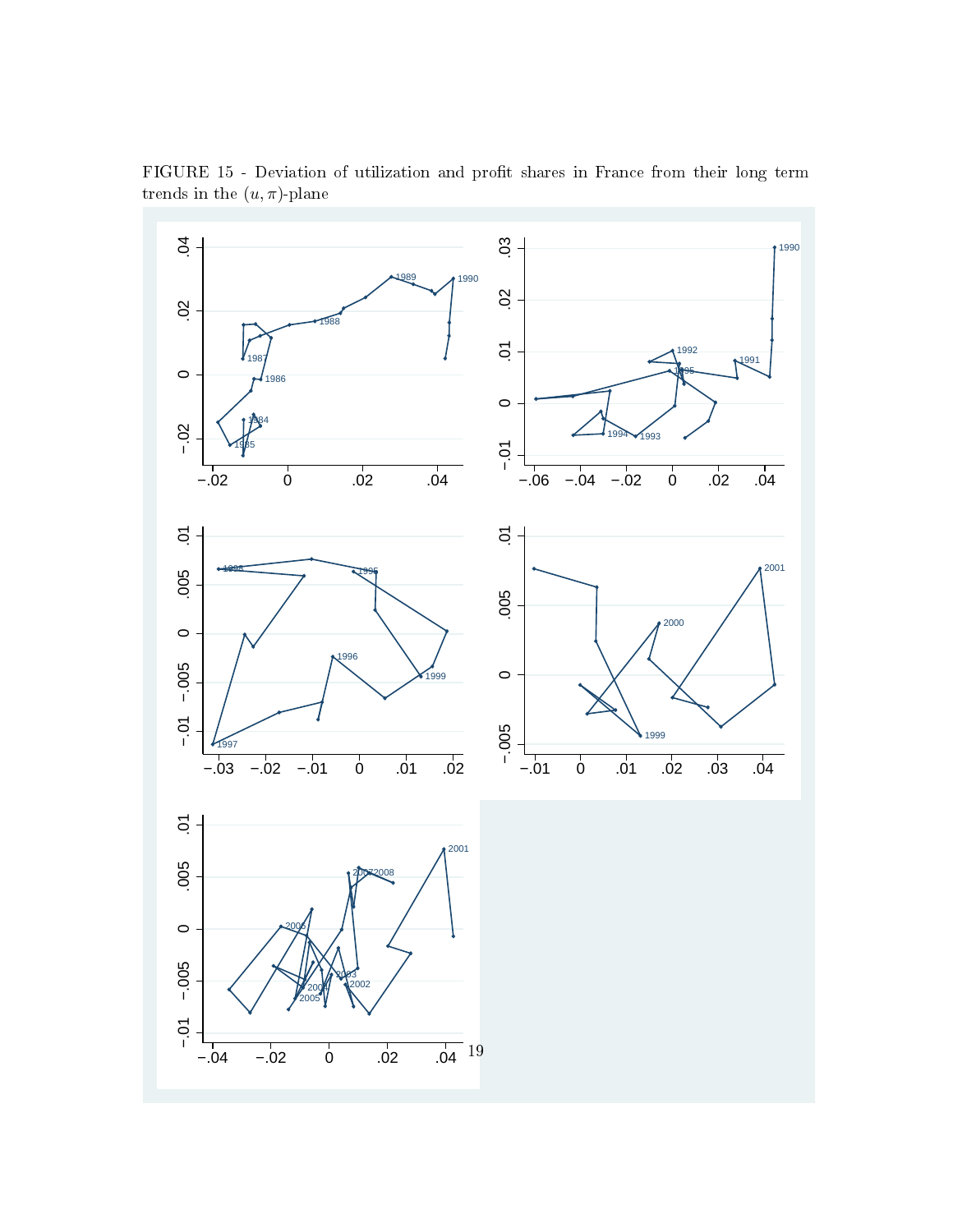FIGURE 15 - Deviation of utilization and profit shares in France from their long term trends in the $(u, \pi)$-plane

.04
.02
0
−.02
−.02
0
.02
.04
1989
1990
1988
1987
1986
1984
1985

.03
.02
.01
0
−.01
−.06
−.04
−.02
0
.02
.04
1990
1992
1991
1995
1994
1993

.01
.005
0
−.005
−.01
−.03
−.02
−.01
0
.01
.02
1998
1995
1996
1999
1997

.01
.005
0
−.005
−.01
0
.01
.02
.03
.04
2001
2000
1999

.01
.005
0
−.005
−.01
−.04
−.02
0
.02
.04
2001
2007
2008
2006
2003
2004
2002
2005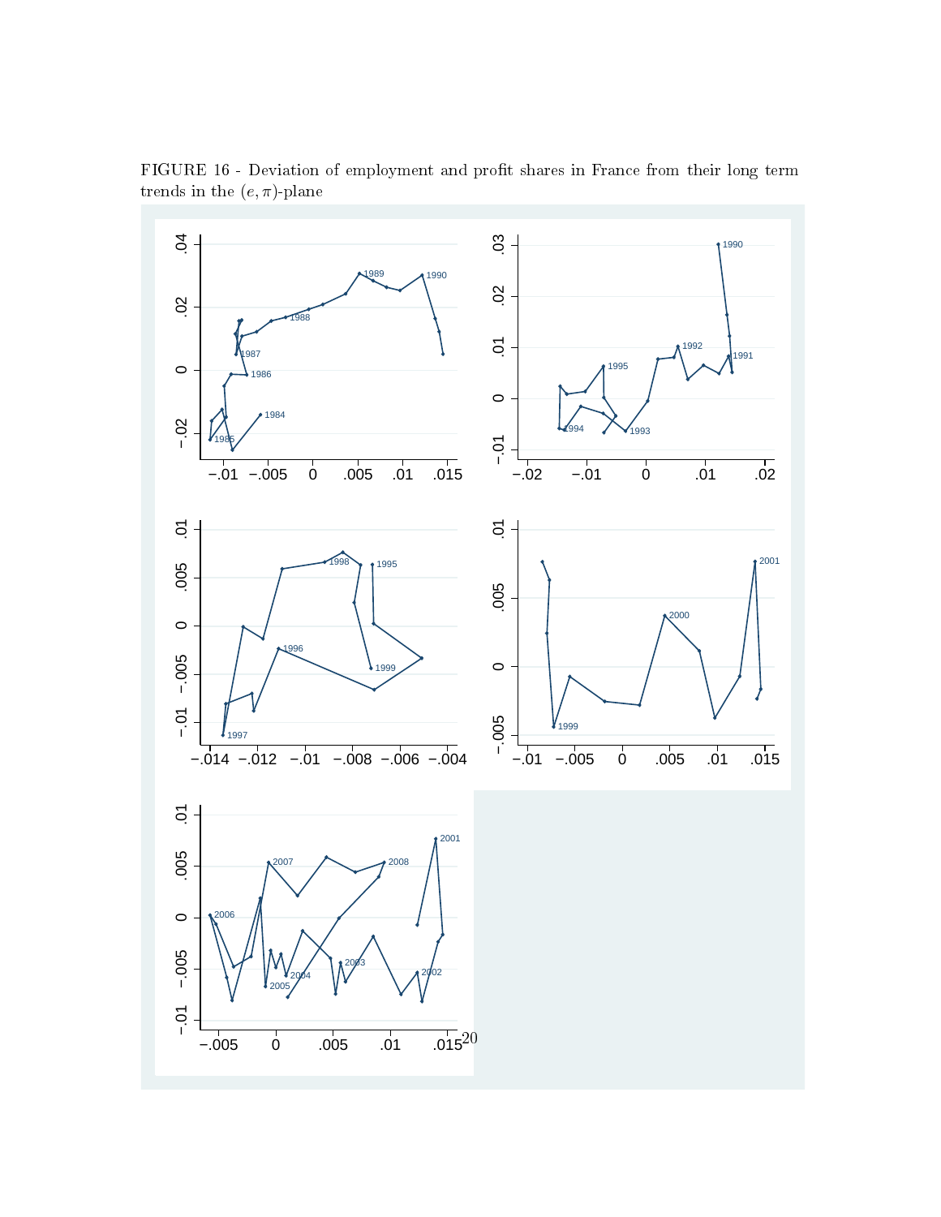FIGURE 16 - Deviation of employment and profit shares in France from their long term trends in the $(e, \pi)$-plane

.04
.02
0
−.02
−.01 −.005 0 .005 .01 .015
1984
1985
1986
1987
1988
1989
1990

.03
.02
.01
0
−.01
−.02 −.01 0 .01 .02
1990
1991
1992
1993
1994
1995

.01
.005
0
−.005
−.01
−.014 −.012 −.01 −.008 −.006 −.004
1995
1996
1997
1998
1999

.01
.005
0
−.005
−.01 −.005 0 .005 .01 .015
1999
2000
2001

.01
.005
0
−.005
−.01
−.005 0 .005 .01 .015
2001
2002
2003
2004
2005
2006
2007
2008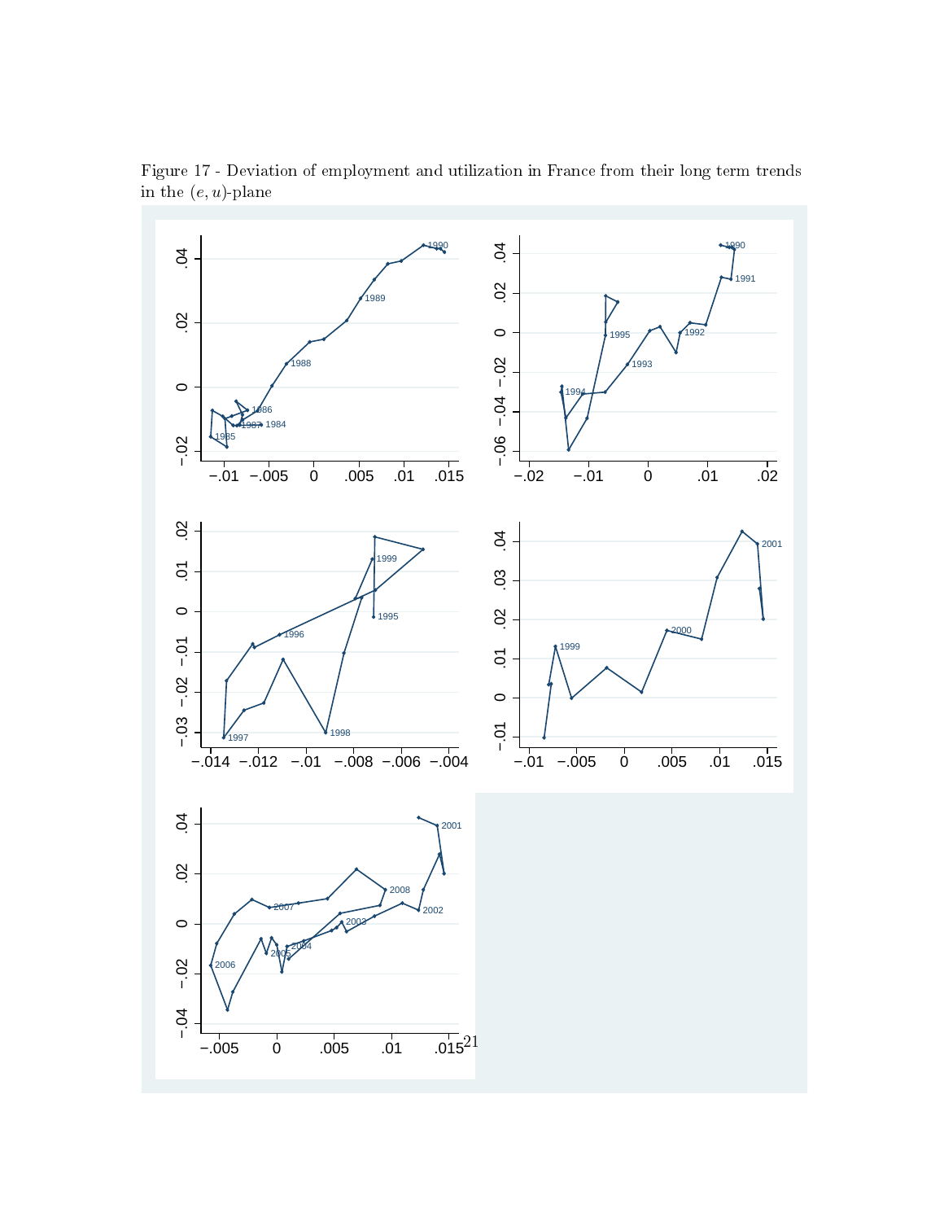Figure 17 - Deviation of employment and utilization in France from their long term trends in the $(e, u)$-plane

.04
.02
0
−.02
−.01
−.005
0
.005
.01
.015
1990
1989
1988
1986
1987
1984
1985

.04
.02
0
−.02
−.04
−.06
−.02
−.01
0
.01
.02
1990
1991
1995
1992
1993
1994

.02
.01
0
−.01
−.02
−.03
−.014
−.012
−.01
−.008
−.006
−.004
1999
1995
1996
1997
1998

.04
.03
.02
.01
0
−.01
−.01
−.005
0
.005
.01
.015
2001
2000
1999

.04
.02
0
−.02
−.04
−.005
0
.005
.01
.015
2001
2008
2007
2002
2003
2004
2005
2006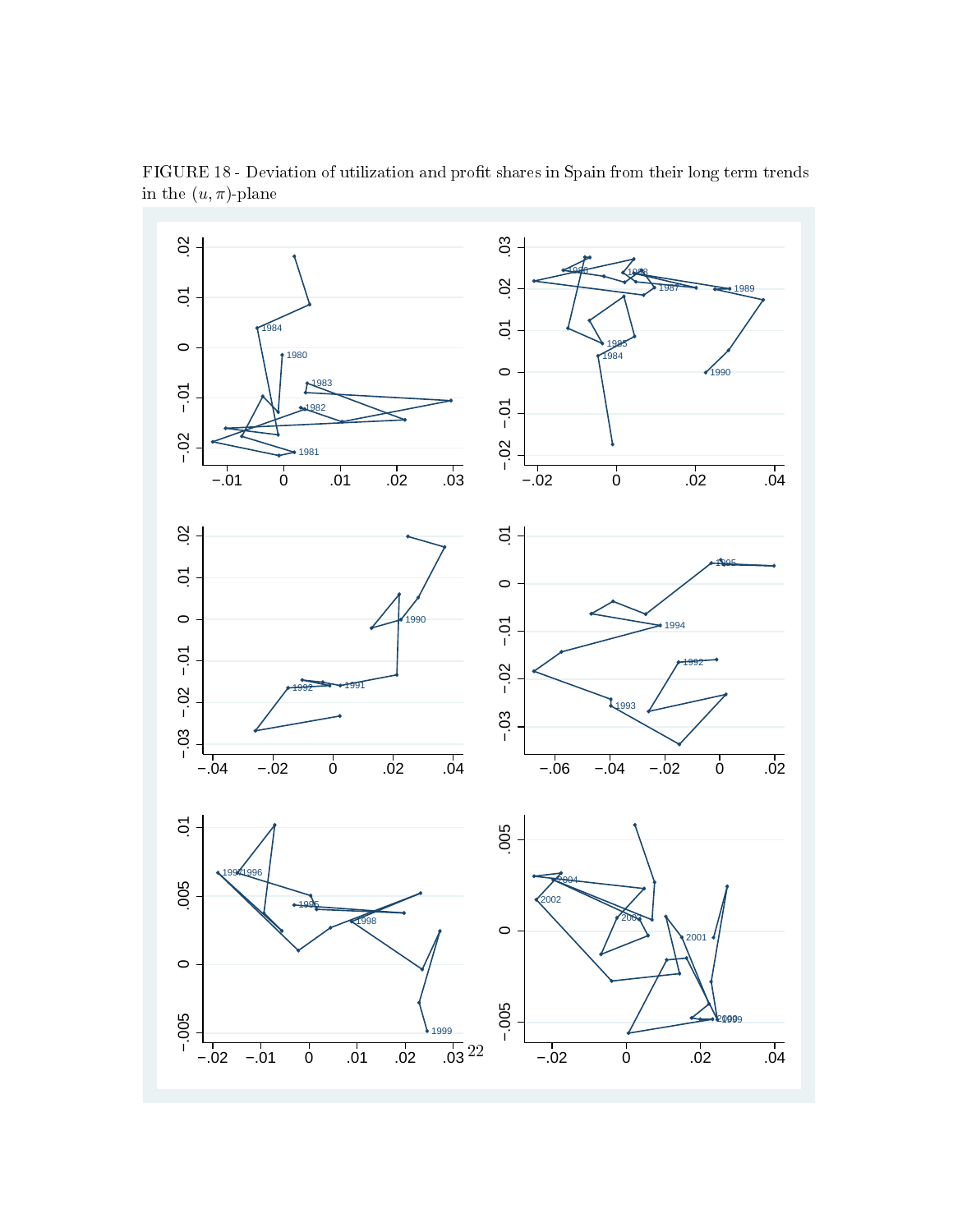FIGURE 18 - Deviation of utilization and profit shares in Spain from their long term trends in the $(u, \pi)$-plane

.02
.01
0
-.01
-.02
-.01
0
.01
.02
.03
1984
1980
1983
1982
1981

.03
.02
.01
0
-.01
-.02
-.02
0
.02
.04
1988
1986
1987
1989
1985
1984
1990

.02
.01
0
-.01
-.02
-.03
-.04
-.02
0
.02
.04
1990
1991
1992

.01
0
-.01
-.02
-.03
-.06
-.04
-.02
0
.02
1995
1994
1992
1993

.01
.005
0
-.005
-.02
-.01
0
.01
.02
.03
1997
1996
1995
1998
1999

.005
0
-.005
-.02
0
.02
.04
2004
2002
2003
2001
2000
1999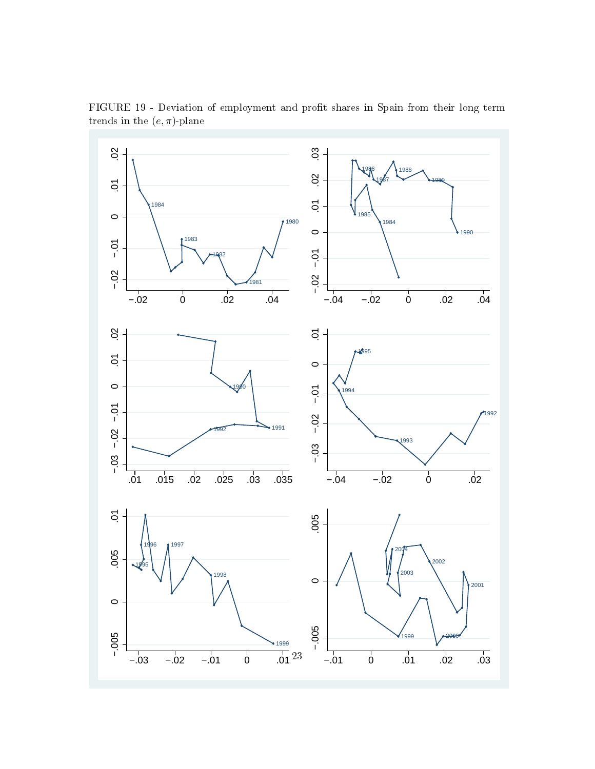FIGURE 19 - Deviation of employment and profit shares in Spain from their long term trends in the $(e, \pi)$-plane

.02
.01
0
−.01
−.02
1984
1983
1982
1981
1980
−.02 0 .02 .04

.03
.02
.01
0
−.01
−.02
1986
1988
1987
1989
1985
1984
1990
−.04 −.02 0 .02 .04

.02
.01
0
−.01
−.02
−.03
1990
1991
1992
.01 .015 .02 .025 .03 .035

.01
0
−.01
−.02
−.03
1995
1994
1992
1993
−.04 −.02 0 .02

.01
.005
0
−.005
1996
1997
1995
1998
1999
−.03 −.02 −.01 0 .01

.005
0
−.005
2004
2002
2003
2001
1999
2000
−.01 0 .01 .02 .03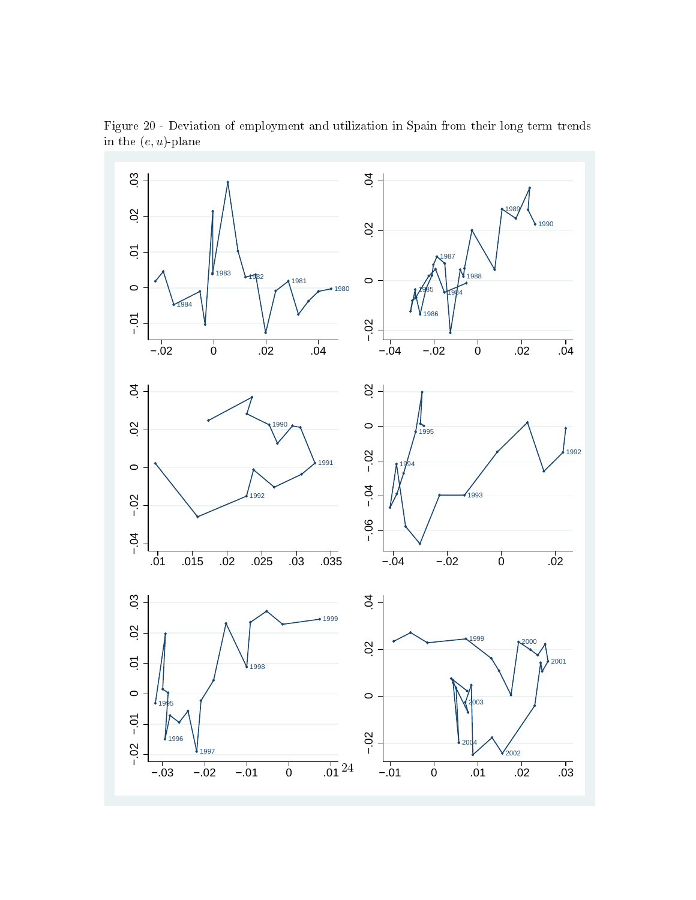Figure 20 - Deviation of employment and utilization in Spain from their long term trends in the $(e, u)$-plane

.03
.02
.01
0
−.01
−.02
0
.02
.04
1983
1982
1981
1980
1984

.04
.02
0
−.02
−.04
−.02
0
.02
.04
1989
1990
1987
1988
1984
1985
1986

.04
.02
0
−.02
−.04
.01
.015
.02
.025
.03
.035
1990
1991
1992

.02
0
−.02
−.04
−.06
−.04
−.02
0
.02
1995
1994
1993
1992

.03
.02
.01
0
−.01
−.02
−.03
−.02
−.01
0
.01
1999
1998
1995
1996
1997

.04
.02
0
−.02
−.01
0
.01
.02
.03
1999
2000
2001
2003
2004
2002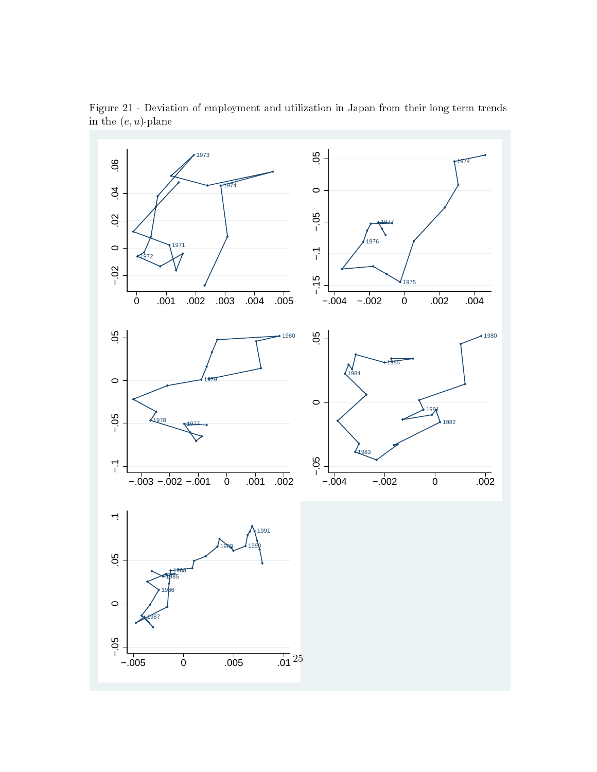Figure 21 - Deviation of employment and utilization in Japan from their long term trends in the $(e, u)$-plane

.06
.04
.02
0
−.02
0 .001 .002 .003 .004 .005
1973
1974
1971
1972

.05
0
−.05
−.1
−.15
−.004 −.002 0 .002 .004
1974
1977
1976
1975

.05
0
−.05
−.1
−.003 −.002 −.001 0 .001 .002
1980
1979
1978
1977

.05
0
−.05
−.004 −.002 0 .002
1980
1985
1984
1981
1982
1983

.1
.05
0
−.05
−.005 0 .005 .01
1991
1989
1990
1988
1985
1986
1987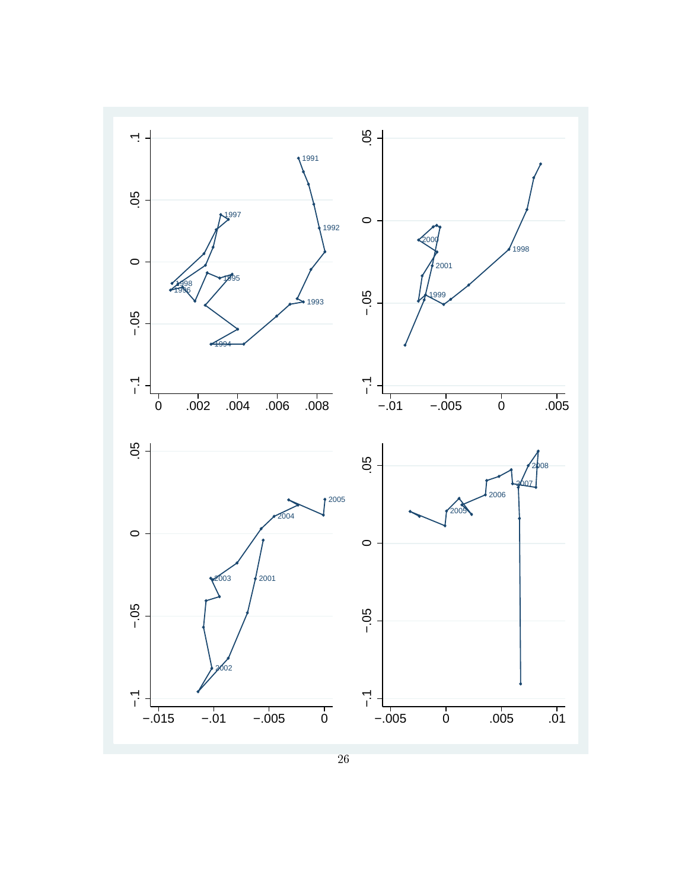.1
.05
0
−.05
−.1
0 .002 .004 .006 .008
1991
1992
1993
1994
1995
1996
1997
1998

.05
0
−.05
−.1
−.01 −.005 0 .005
1998
1999
2000
2001

.05
0
−.05
−.1
−.015 −.01 −.005 0
2001
2002
2003
2004
2005

.05
0
−.05
−.1
−.005 0 .005 .01
2005
2006
2007
2008